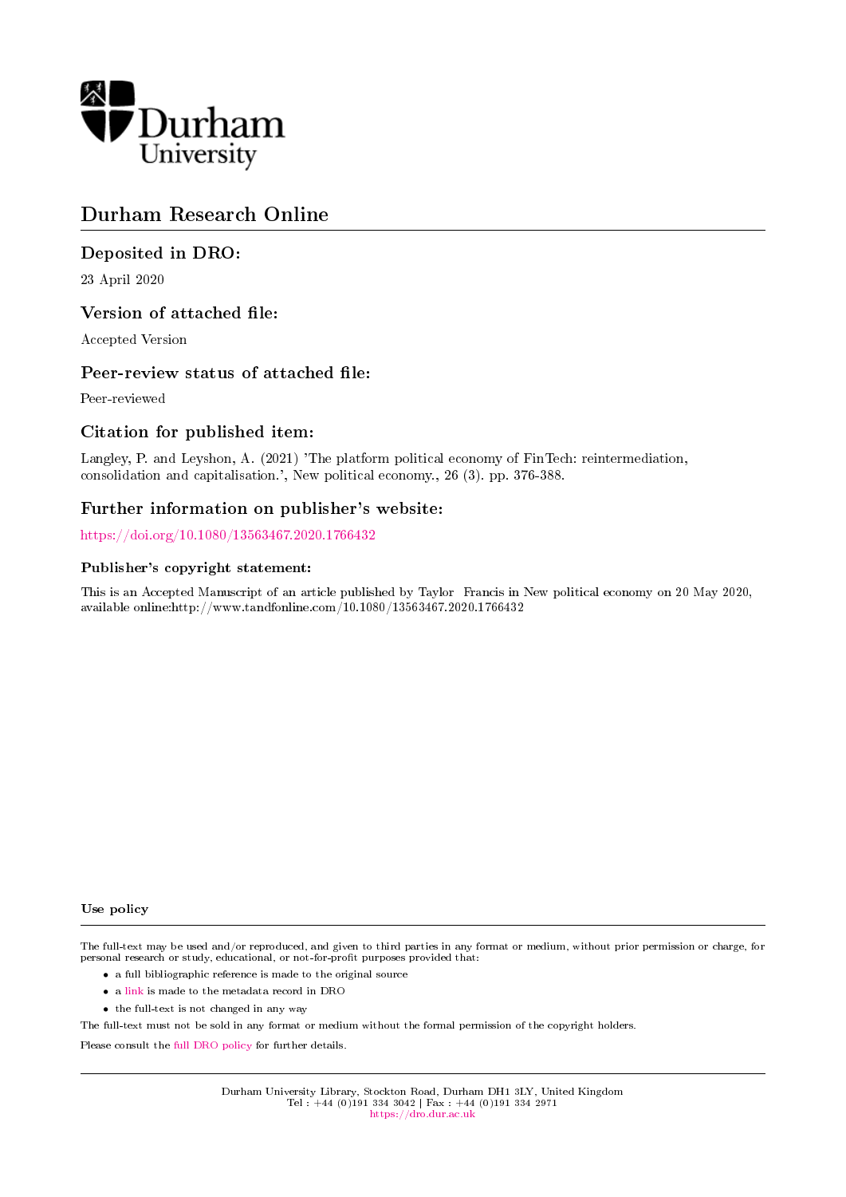Durham University

# Durham Research Online

## Deposited in DRO:

23 April 2020

## Version of attached file:

Accepted Version

## Peer-review status of attached file:

Peer-reviewed

## Citation for published item:

Langley, P. and Leyshon, A. (2021) 'The platform political economy of FinTech: reintermediation, consolidation and capitalisation.', New political economy., 26 (3). pp. 376-388.

## Further information on publisher's website:

https://doi.org/10.1080/13563467.2020.1766432

### Publisher's copyright statement:

This is an Accepted Manuscript of an article published by Taylor Francis in New political economy on 20 May 2020, available online:http://www.tandfonline.com/10.1080/13563467.2020.1766432

### Use policy

The full-text may be used and/or reproduced, and given to third parties in any format or medium, without prior permission or charge, for personal research or study, educational, or not-for-profit purposes provided that:

- a full bibliographic reference is made to the original source
- a link is made to the metadata record in DRO
- the full-text is not changed in any way

The full-text must not be sold in any format or medium without the formal permission of the copyright holders.

Please consult the full DRO policy for further details.

Durham University Library, Stockton Road, Durham DH1 3LY, United Kingdom
Tel : +44 (0)191 334 3042 | Fax : +44 (0)191 334 2971
https://dro.dur.ac.uk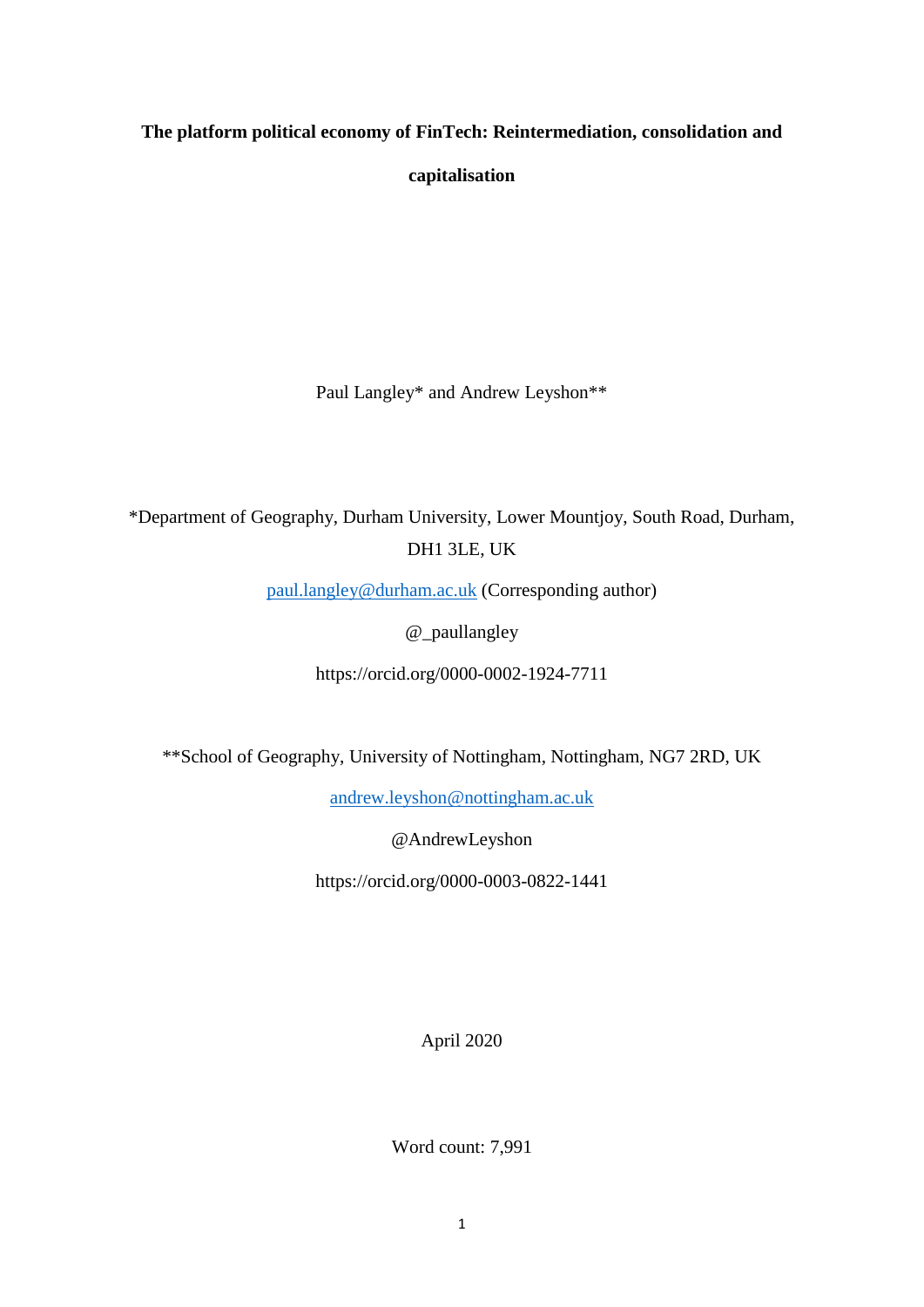**The platform political economy of FinTech: Reintermediation, consolidation and capitalisation**

Paul Langley* and Andrew Leyshon**

*Department of Geography, Durham University, Lower Mountjoy, South Road, Durham, DH1 3LE, UK

paul.langley@durham.ac.uk (Corresponding author)

@_paullangley

https://orcid.org/0000-0002-1924-7711

**School of Geography, University of Nottingham, Nottingham, NG7 2RD, UK

andrew.leyshon@nottingham.ac.uk

@AndrewLeyshon

https://orcid.org/0000-0003-0822-1441

April 2020

Word count: 7,991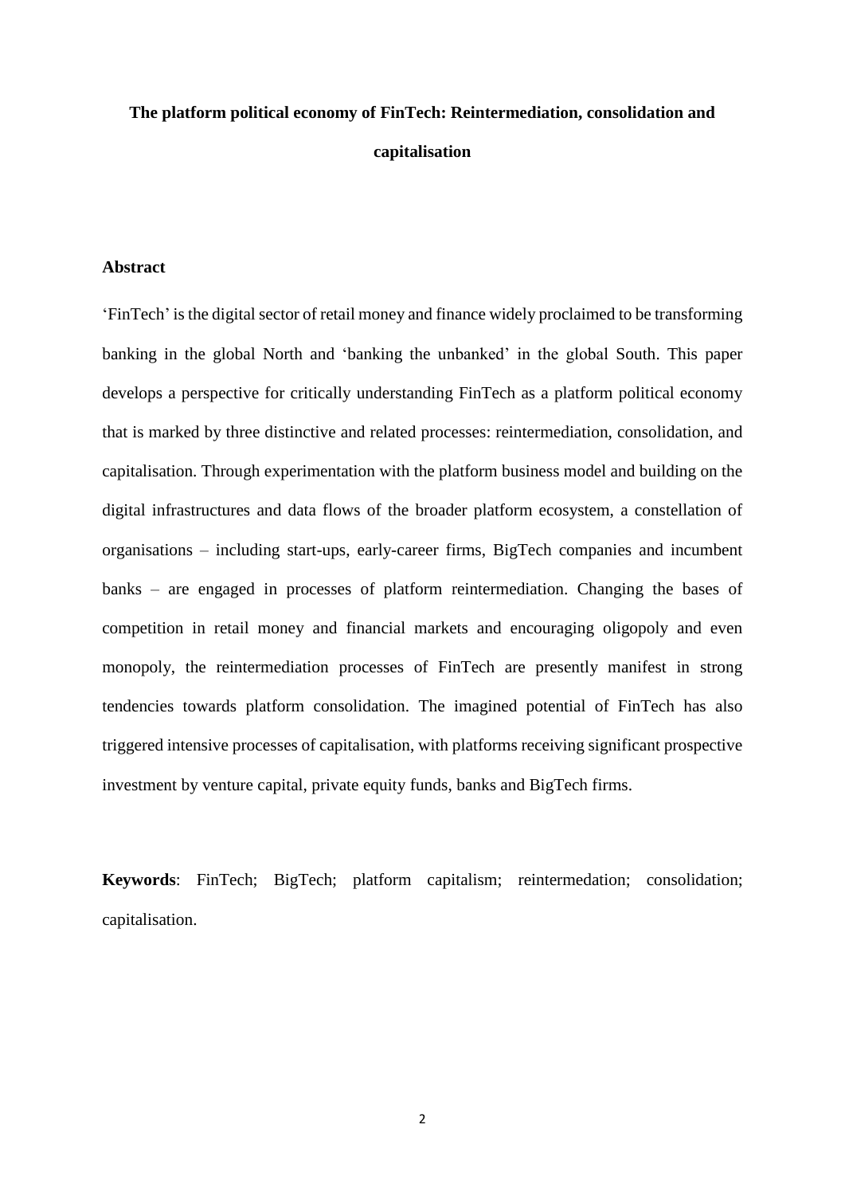# The platform political economy of FinTech: Reintermediation, consolidation and capitalisation

## Abstract

'FinTech' is the digital sector of retail money and finance widely proclaimed to be transforming banking in the global North and 'banking the unbanked' in the global South. This paper develops a perspective for critically understanding FinTech as a platform political economy that is marked by three distinctive and related processes: reintermediation, consolidation, and capitalisation. Through experimentation with the platform business model and building on the digital infrastructures and data flows of the broader platform ecosystem, a constellation of organisations – including start-ups, early-career firms, BigTech companies and incumbent banks – are engaged in processes of platform reintermediation. Changing the bases of competition in retail money and financial markets and encouraging oligopoly and even monopoly, the reintermediation processes of FinTech are presently manifest in strong tendencies towards platform consolidation. The imagined potential of FinTech has also triggered intensive processes of capitalisation, with platforms receiving significant prospective investment by venture capital, private equity funds, banks and BigTech firms.

**Keywords**: FinTech; BigTech; platform capitalism; reintermedation; consolidation; capitalisation.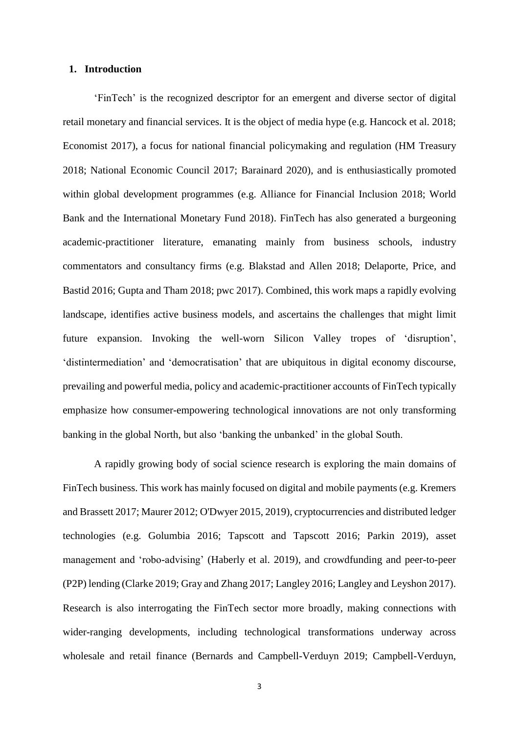## 1. Introduction

'FinTech' is the recognized descriptor for an emergent and diverse sector of digital retail monetary and financial services. It is the object of media hype (e.g. Hancock et al. 2018; Economist 2017), a focus for national financial policymaking and regulation (HM Treasury 2018; National Economic Council 2017; Barainard 2020), and is enthusiastically promoted within global development programmes (e.g. Alliance for Financial Inclusion 2018; World Bank and the International Monetary Fund 2018). FinTech has also generated a burgeoning academic-practitioner literature, emanating mainly from business schools, industry commentators and consultancy firms (e.g. Blakstad and Allen 2018; Delaporte, Price, and Bastid 2016; Gupta and Tham 2018; pwc 2017). Combined, this work maps a rapidly evolving landscape, identifies active business models, and ascertains the challenges that might limit future expansion. Invoking the well-worn Silicon Valley tropes of 'disruption', 'distintermediation' and 'democratisation' that are ubiquitous in digital economy discourse, prevailing and powerful media, policy and academic-practitioner accounts of FinTech typically emphasize how consumer-empowering technological innovations are not only transforming banking in the global North, but also 'banking the unbanked' in the global South.

A rapidly growing body of social science research is exploring the main domains of FinTech business. This work has mainly focused on digital and mobile payments (e.g. Kremers and Brassett 2017; Maurer 2012; O'Dwyer 2015, 2019), cryptocurrencies and distributed ledger technologies (e.g. Golumbia 2016; Tapscott and Tapscott 2016; Parkin 2019), asset management and 'robo-advising' (Haberly et al. 2019), and crowdfunding and peer-to-peer (P2P) lending (Clarke 2019; Gray and Zhang 2017; Langley 2016; Langley and Leyshon 2017). Research is also interrogating the FinTech sector more broadly, making connections with wider-ranging developments, including technological transformations underway across wholesale and retail finance (Bernards and Campbell-Verduyn 2019; Campbell-Verduyn,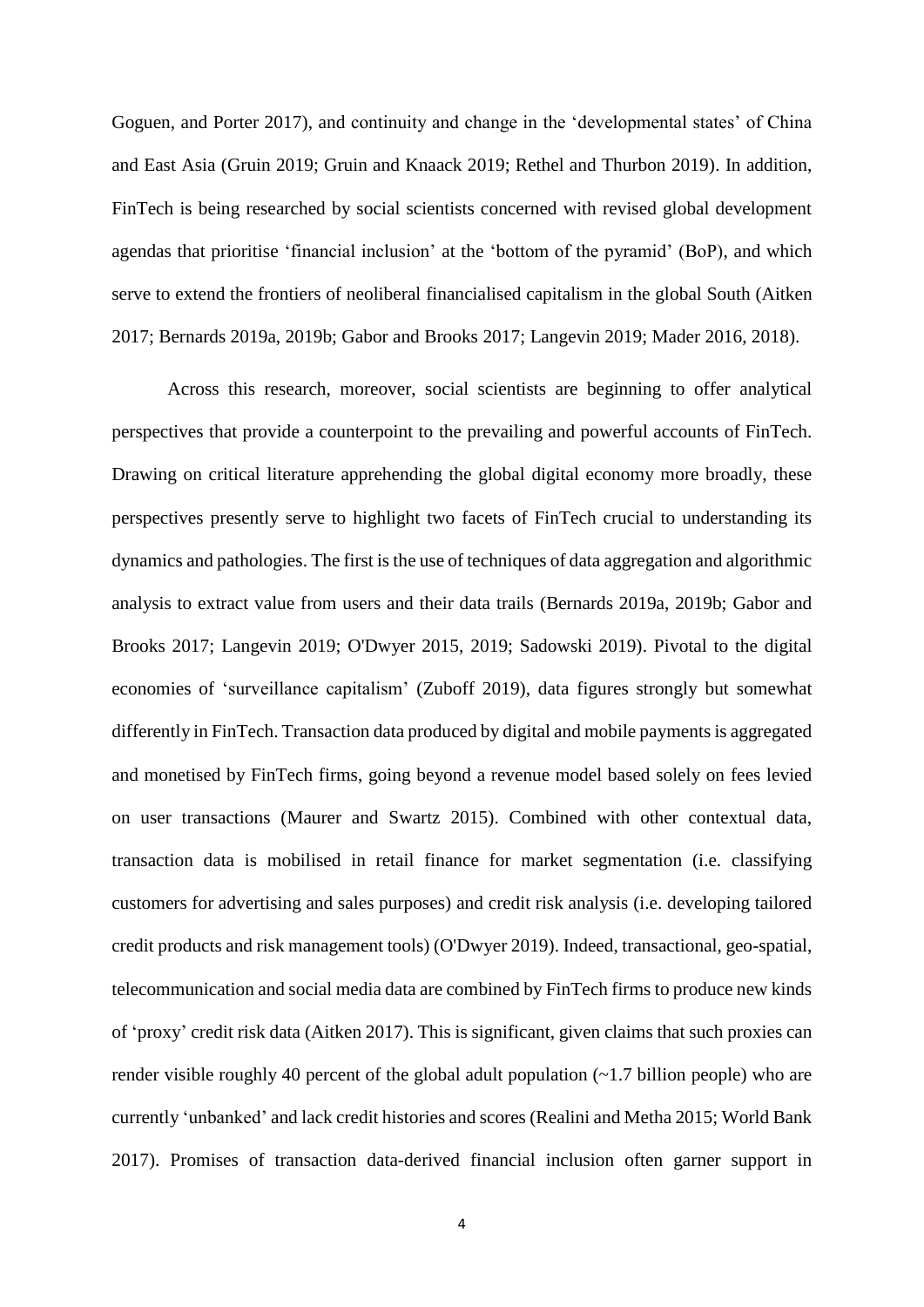Goguen, and Porter 2017), and continuity and change in the 'developmental states' of China and East Asia (Gruin 2019; Gruin and Knaack 2019; Rethel and Thurbon 2019). In addition, FinTech is being researched by social scientists concerned with revised global development agendas that prioritise 'financial inclusion' at the 'bottom of the pyramid' (BoP), and which serve to extend the frontiers of neoliberal financialised capitalism in the global South (Aitken 2017; Bernards 2019a, 2019b; Gabor and Brooks 2017; Langevin 2019; Mader 2016, 2018).

Across this research, moreover, social scientists are beginning to offer analytical perspectives that provide a counterpoint to the prevailing and powerful accounts of FinTech. Drawing on critical literature apprehending the global digital economy more broadly, these perspectives presently serve to highlight two facets of FinTech crucial to understanding its dynamics and pathologies. The first is the use of techniques of data aggregation and algorithmic analysis to extract value from users and their data trails (Bernards 2019a, 2019b; Gabor and Brooks 2017; Langevin 2019; O'Dwyer 2015, 2019; Sadowski 2019). Pivotal to the digital economies of 'surveillance capitalism' (Zuboff 2019), data figures strongly but somewhat differently in FinTech. Transaction data produced by digital and mobile payments is aggregated and monetised by FinTech firms, going beyond a revenue model based solely on fees levied on user transactions (Maurer and Swartz 2015). Combined with other contextual data, transaction data is mobilised in retail finance for market segmentation (i.e. classifying customers for advertising and sales purposes) and credit risk analysis (i.e. developing tailored credit products and risk management tools) (O'Dwyer 2019). Indeed, transactional, geo-spatial, telecommunication and social media data are combined by FinTech firms to produce new kinds of 'proxy' credit risk data (Aitken 2017). This is significant, given claims that such proxies can render visible roughly 40 percent of the global adult population (~1.7 billion people) who are currently 'unbanked' and lack credit histories and scores (Realini and Metha 2015; World Bank 2017). Promises of transaction data-derived financial inclusion often garner support in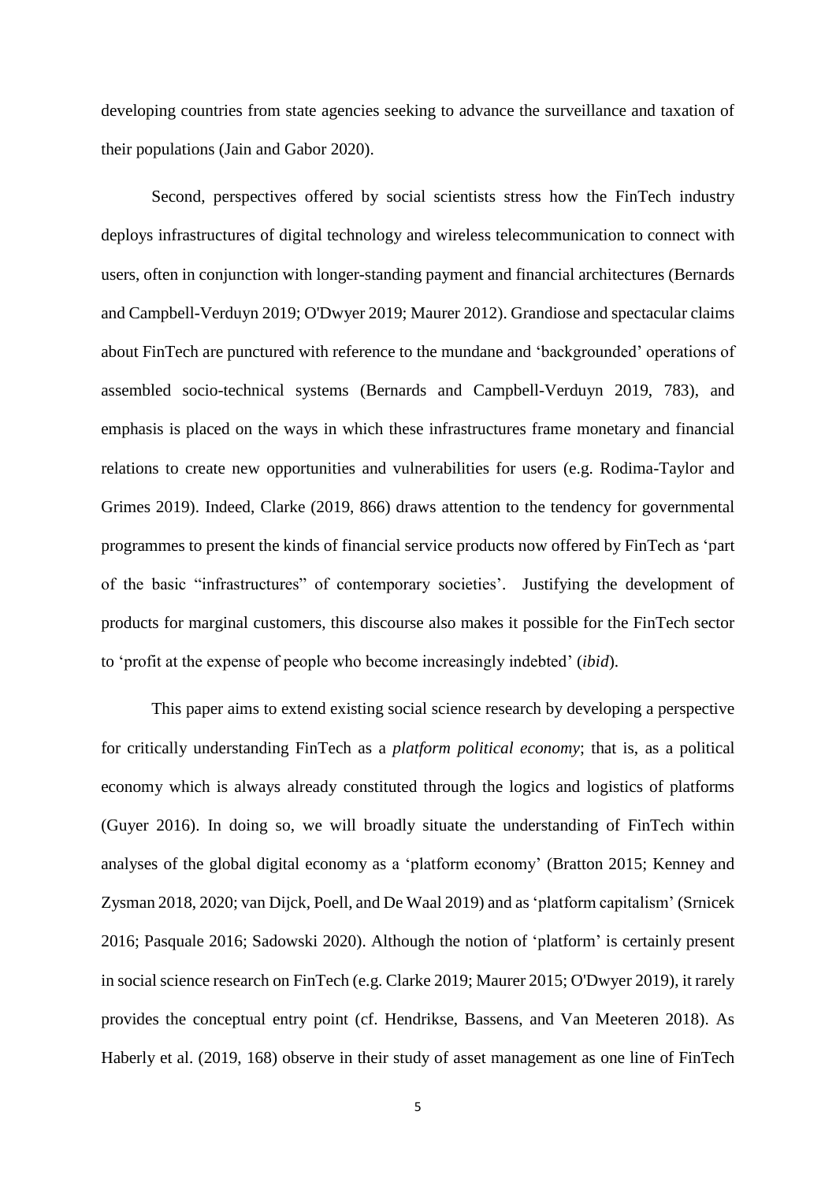developing countries from state agencies seeking to advance the surveillance and taxation of their populations (Jain and Gabor 2020).

Second, perspectives offered by social scientists stress how the FinTech industry deploys infrastructures of digital technology and wireless telecommunication to connect with users, often in conjunction with longer-standing payment and financial architectures (Bernards and Campbell-Verduyn 2019; O'Dwyer 2019; Maurer 2012). Grandiose and spectacular claims about FinTech are punctured with reference to the mundane and 'backgrounded' operations of assembled socio-technical systems (Bernards and Campbell-Verduyn 2019, 783), and emphasis is placed on the ways in which these infrastructures frame monetary and financial relations to create new opportunities and vulnerabilities for users (e.g. Rodima-Taylor and Grimes 2019). Indeed, Clarke (2019, 866) draws attention to the tendency for governmental programmes to present the kinds of financial service products now offered by FinTech as 'part of the basic "infrastructures" of contemporary societies'. Justifying the development of products for marginal customers, this discourse also makes it possible for the FinTech sector to 'profit at the expense of people who become increasingly indebted' (*ibid*).

This paper aims to extend existing social science research by developing a perspective for critically understanding FinTech as a *platform political economy*; that is, as a political economy which is always already constituted through the logics and logistics of platforms (Guyer 2016). In doing so, we will broadly situate the understanding of FinTech within analyses of the global digital economy as a 'platform economy' (Bratton 2015; Kenney and Zysman 2018, 2020; van Dijck, Poell, and De Waal 2019) and as 'platform capitalism' (Srnicek 2016; Pasquale 2016; Sadowski 2020). Although the notion of 'platform' is certainly present in social science research on FinTech (e.g. Clarke 2019; Maurer 2015; O'Dwyer 2019), it rarely provides the conceptual entry point (cf. Hendrikse, Bassens, and Van Meeteren 2018). As Haberly et al. (2019, 168) observe in their study of asset management as one line of FinTech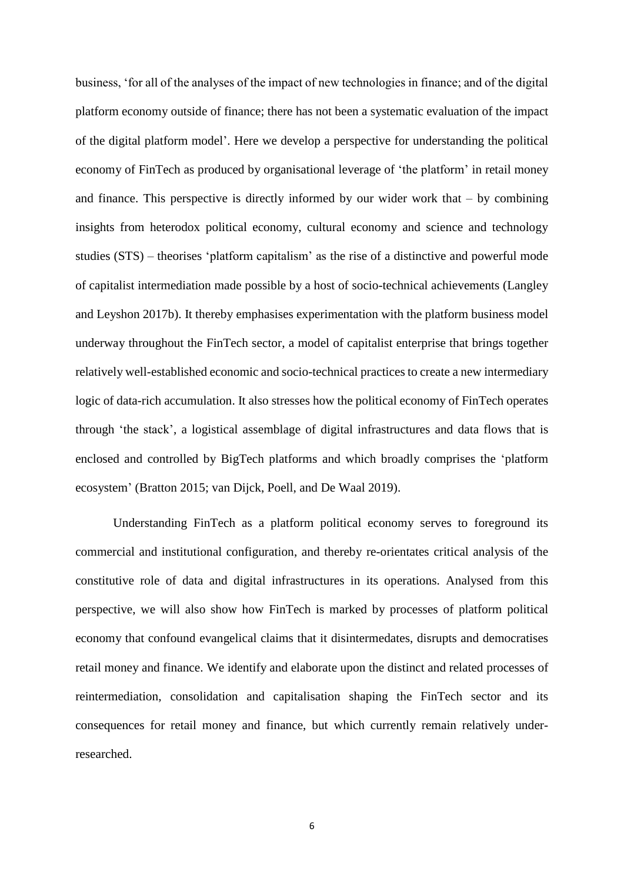business, 'for all of the analyses of the impact of new technologies in finance; and of the digital platform economy outside of finance; there has not been a systematic evaluation of the impact of the digital platform model'. Here we develop a perspective for understanding the political economy of FinTech as produced by organisational leverage of 'the platform' in retail money and finance. This perspective is directly informed by our wider work that – by combining insights from heterodox political economy, cultural economy and science and technology studies (STS) – theorises 'platform capitalism' as the rise of a distinctive and powerful mode of capitalist intermediation made possible by a host of socio-technical achievements (Langley and Leyshon 2017b). It thereby emphasises experimentation with the platform business model underway throughout the FinTech sector, a model of capitalist enterprise that brings together relatively well-established economic and socio-technical practices to create a new intermediary logic of data-rich accumulation. It also stresses how the political economy of FinTech operates through 'the stack', a logistical assemblage of digital infrastructures and data flows that is enclosed and controlled by BigTech platforms and which broadly comprises the 'platform ecosystem' (Bratton 2015; van Dijck, Poell, and De Waal 2019).

Understanding FinTech as a platform political economy serves to foreground its commercial and institutional configuration, and thereby re-orientates critical analysis of the constitutive role of data and digital infrastructures in its operations. Analysed from this perspective, we will also show how FinTech is marked by processes of platform political economy that confound evangelical claims that it disintermediates, disrupts and democratises retail money and finance. We identify and elaborate upon the distinct and related processes of reintermediation, consolidation and capitalisation shaping the FinTech sector and its consequences for retail money and finance, but which currently remain relatively under-researched.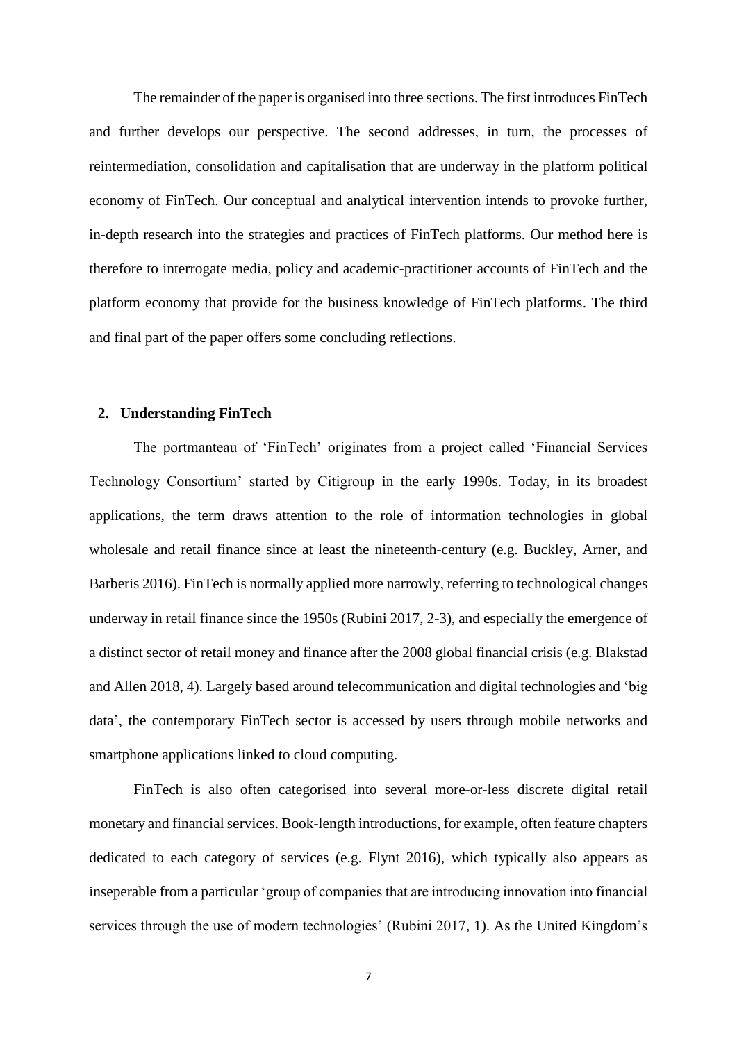The remainder of the paper is organised into three sections. The first introduces FinTech and further develops our perspective. The second addresses, in turn, the processes of reintermediation, consolidation and capitalisation that are underway in the platform political economy of FinTech. Our conceptual and analytical intervention intends to provoke further, in-depth research into the strategies and practices of FinTech platforms. Our method here is therefore to interrogate media, policy and academic-practitioner accounts of FinTech and the platform economy that provide for the business knowledge of FinTech platforms. The third and final part of the paper offers some concluding reflections.

## 2. Understanding FinTech

The portmanteau of 'FinTech' originates from a project called 'Financial Services Technology Consortium' started by Citigroup in the early 1990s. Today, in its broadest applications, the term draws attention to the role of information technologies in global wholesale and retail finance since at least the nineteenth-century (e.g. Buckley, Arner, and Barberis 2016). FinTech is normally applied more narrowly, referring to technological changes underway in retail finance since the 1950s (Rubini 2017, 2-3), and especially the emergence of a distinct sector of retail money and finance after the 2008 global financial crisis (e.g. Blakstad and Allen 2018, 4). Largely based around telecommunication and digital technologies and 'big data', the contemporary FinTech sector is accessed by users through mobile networks and smartphone applications linked to cloud computing.

FinTech is also often categorised into several more-or-less discrete digital retail monetary and financial services. Book-length introductions, for example, often feature chapters dedicated to each category of services (e.g. Flynt 2016), which typically also appears as inseperable from a particular 'group of companies that are introducing innovation into financial services through the use of modern technologies' (Rubini 2017, 1). As the United Kingdom's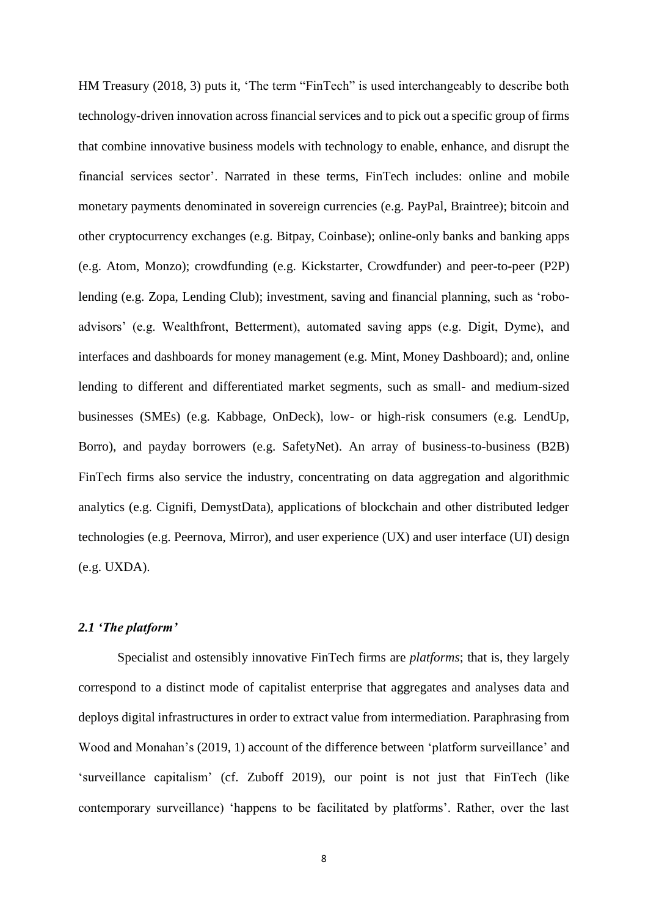HM Treasury (2018, 3) puts it, 'The term "FinTech" is used interchangeably to describe both technology-driven innovation across financial services and to pick out a specific group of firms that combine innovative business models with technology to enable, enhance, and disrupt the financial services sector'. Narrated in these terms, FinTech includes: online and mobile monetary payments denominated in sovereign currencies (e.g. PayPal, Braintree); bitcoin and other cryptocurrency exchanges (e.g. Bitpay, Coinbase); online-only banks and banking apps (e.g. Atom, Monzo); crowdfunding (e.g. Kickstarter, Crowdfunder) and peer-to-peer (P2P) lending (e.g. Zopa, Lending Club); investment, saving and financial planning, such as 'robo-advisors' (e.g. Wealthfront, Betterment), automated saving apps (e.g. Digit, Dyme), and interfaces and dashboards for money management (e.g. Mint, Money Dashboard); and, online lending to different and differentiated market segments, such as small- and medium-sized businesses (SMEs) (e.g. Kabbage, OnDeck), low- or high-risk consumers (e.g. LendUp, Borro), and payday borrowers (e.g. SafetyNet). An array of business-to-business (B2B) FinTech firms also service the industry, concentrating on data aggregation and algorithmic analytics (e.g. Cignifi, DemystData), applications of blockchain and other distributed ledger technologies (e.g. Peernova, Mirror), and user experience (UX) and user interface (UI) design (e.g. UXDA).

### *2.1 'The platform'*

Specialist and ostensibly innovative FinTech firms are *platforms*; that is, they largely correspond to a distinct mode of capitalist enterprise that aggregates and analyses data and deploys digital infrastructures in order to extract value from intermediation. Paraphrasing from Wood and Monahan's (2019, 1) account of the difference between 'platform surveillance' and 'surveillance capitalism' (cf. Zuboff 2019), our point is not just that FinTech (like contemporary surveillance) 'happens to be facilitated by platforms'. Rather, over the last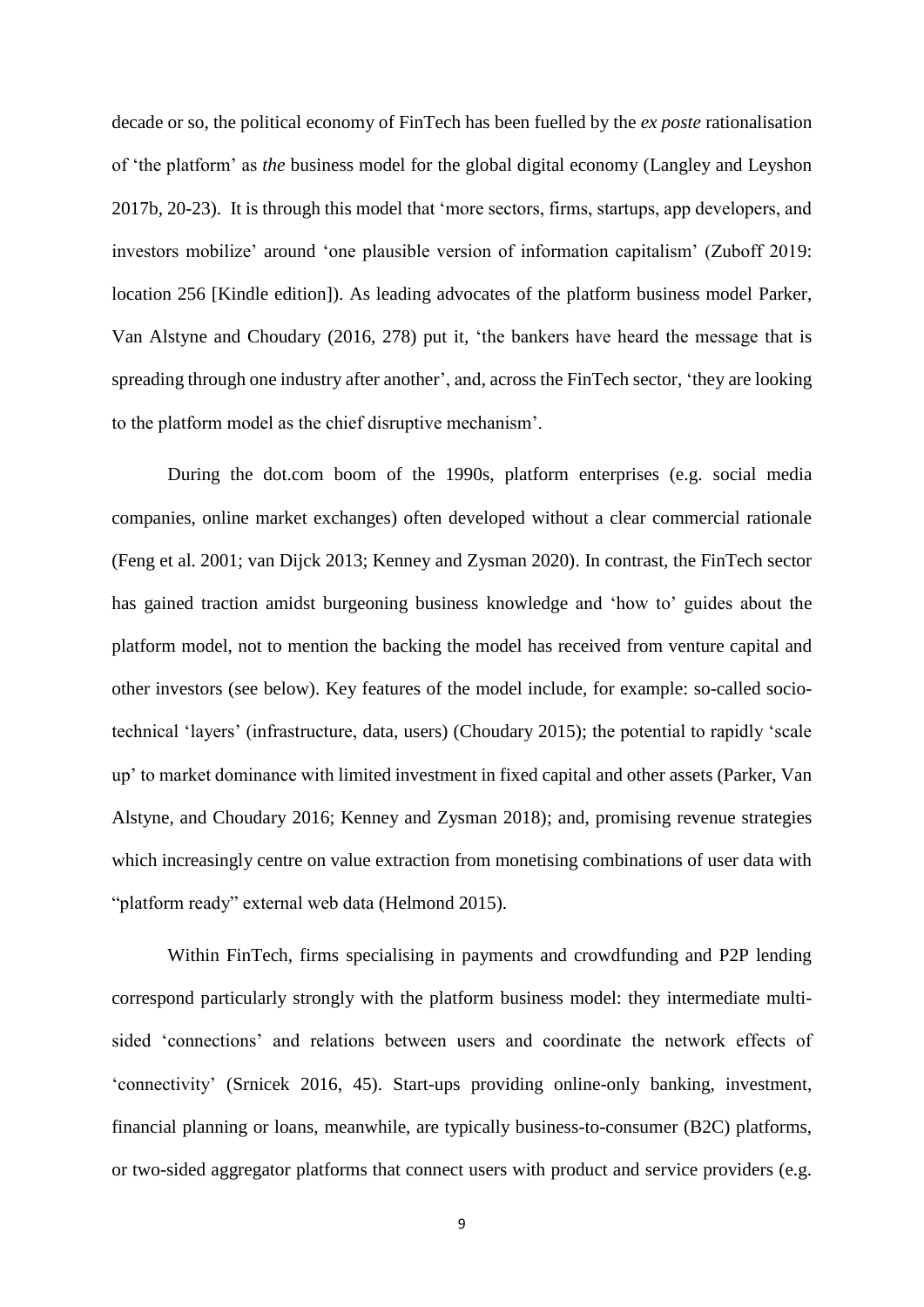decade or so, the political economy of FinTech has been fuelled by the *ex poste* rationalisation of 'the platform' as *the* business model for the global digital economy (Langley and Leyshon 2017b, 20-23). It is through this model that 'more sectors, firms, startups, app developers, and investors mobilize' around 'one plausible version of information capitalism' (Zuboff 2019: location 256 [Kindle edition]). As leading advocates of the platform business model Parker, Van Alstyne and Choudary (2016, 278) put it, 'the bankers have heard the message that is spreading through one industry after another', and, across the FinTech sector, 'they are looking to the platform model as the chief disruptive mechanism'.

During the dot.com boom of the 1990s, platform enterprises (e.g. social media companies, online market exchanges) often developed without a clear commercial rationale (Feng et al. 2001; van Dijck 2013; Kenney and Zysman 2020). In contrast, the FinTech sector has gained traction amidst burgeoning business knowledge and 'how to' guides about the platform model, not to mention the backing the model has received from venture capital and other investors (see below). Key features of the model include, for example: so-called socio-technical 'layers' (infrastructure, data, users) (Choudary 2015); the potential to rapidly 'scale up' to market dominance with limited investment in fixed capital and other assets (Parker, Van Alstyne, and Choudary 2016; Kenney and Zysman 2018); and, promising revenue strategies which increasingly centre on value extraction from monetising combinations of user data with "platform ready" external web data (Helmond 2015).

Within FinTech, firms specialising in payments and crowdfunding and P2P lending correspond particularly strongly with the platform business model: they intermediate multi-sided 'connections' and relations between users and coordinate the network effects of 'connectivity' (Srnicek 2016, 45). Start-ups providing online-only banking, investment, financial planning or loans, meanwhile, are typically business-to-consumer (B2C) platforms, or two-sided aggregator platforms that connect users with product and service providers (e.g.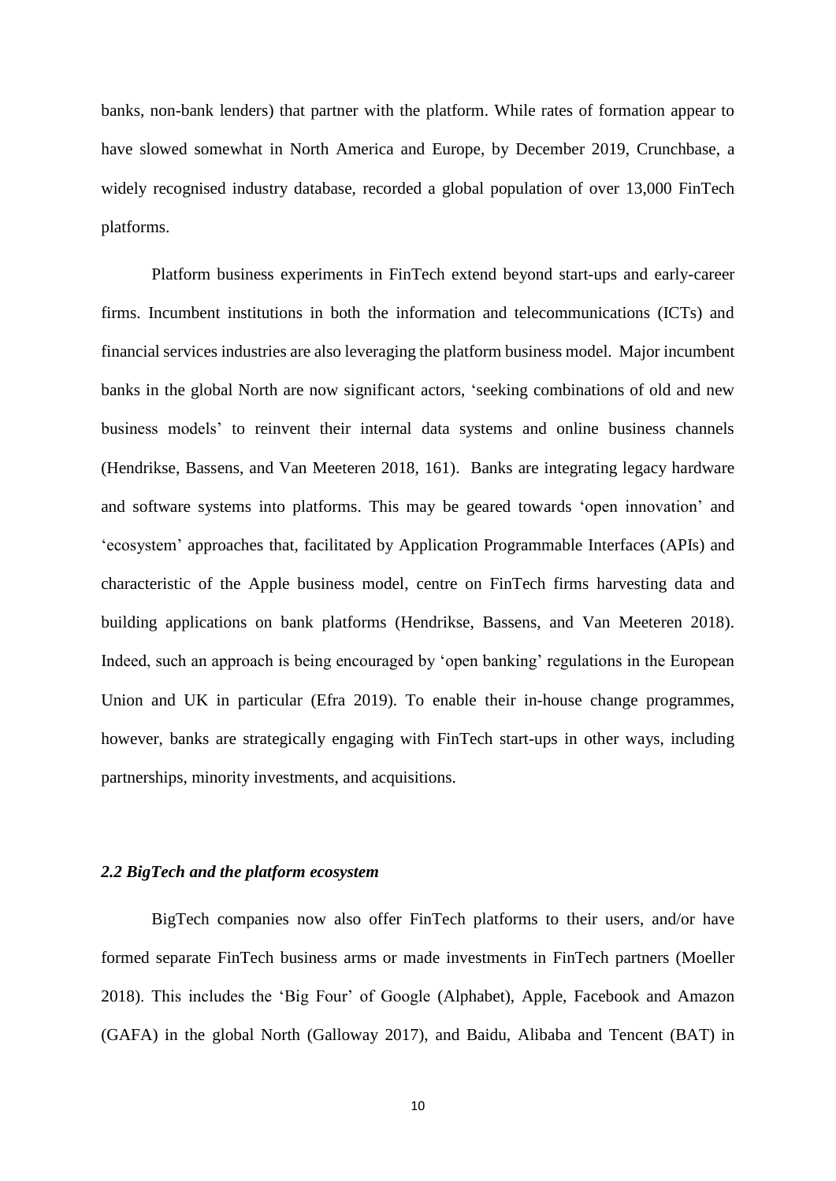banks, non-bank lenders) that partner with the platform. While rates of formation appear to have slowed somewhat in North America and Europe, by December 2019, Crunchbase, a widely recognised industry database, recorded a global population of over 13,000 FinTech platforms.

Platform business experiments in FinTech extend beyond start-ups and early-career firms. Incumbent institutions in both the information and telecommunications (ICTs) and financial services industries are also leveraging the platform business model. Major incumbent banks in the global North are now significant actors, 'seeking combinations of old and new business models' to reinvent their internal data systems and online business channels (Hendrikse, Bassens, and Van Meeteren 2018, 161). Banks are integrating legacy hardware and software systems into platforms. This may be geared towards 'open innovation' and 'ecosystem' approaches that, facilitated by Application Programmable Interfaces (APIs) and characteristic of the Apple business model, centre on FinTech firms harvesting data and building applications on bank platforms (Hendrikse, Bassens, and Van Meeteren 2018). Indeed, such an approach is being encouraged by 'open banking' regulations in the European Union and UK in particular (Efra 2019). To enable their in-house change programmes, however, banks are strategically engaging with FinTech start-ups in other ways, including partnerships, minority investments, and acquisitions.

### *2.2 BigTech and the platform ecosystem*

BigTech companies now also offer FinTech platforms to their users, and/or have formed separate FinTech business arms or made investments in FinTech partners (Moeller 2018). This includes the 'Big Four' of Google (Alphabet), Apple, Facebook and Amazon (GAFA) in the global North (Galloway 2017), and Baidu, Alibaba and Tencent (BAT) in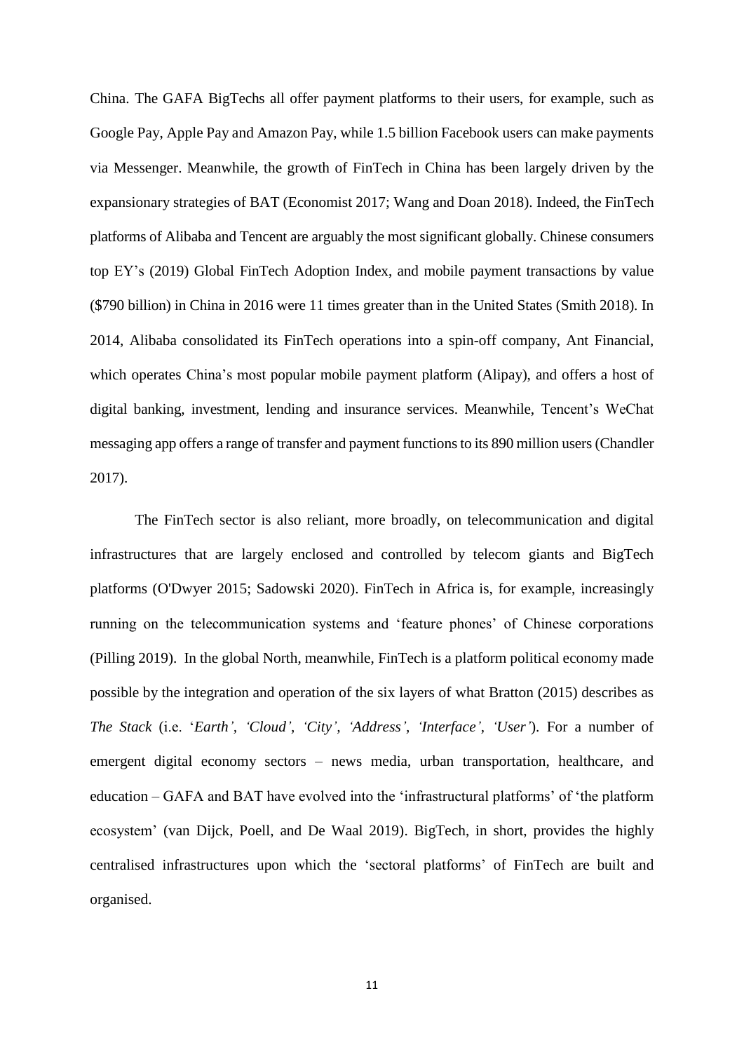China. The GAFA BigTechs all offer payment platforms to their users, for example, such as Google Pay, Apple Pay and Amazon Pay, while 1.5 billion Facebook users can make payments via Messenger. Meanwhile, the growth of FinTech in China has been largely driven by the expansionary strategies of BAT (Economist 2017; Wang and Doan 2018). Indeed, the FinTech platforms of Alibaba and Tencent are arguably the most significant globally. Chinese consumers top EY's (2019) Global FinTech Adoption Index, and mobile payment transactions by value ($790 billion) in China in 2016 were 11 times greater than in the United States (Smith 2018). In 2014, Alibaba consolidated its FinTech operations into a spin-off company, Ant Financial, which operates China's most popular mobile payment platform (Alipay), and offers a host of digital banking, investment, lending and insurance services. Meanwhile, Tencent's WeChat messaging app offers a range of transfer and payment functions to its 890 million users (Chandler 2017).

The FinTech sector is also reliant, more broadly, on telecommunication and digital infrastructures that are largely enclosed and controlled by telecom giants and BigTech platforms (O'Dwyer 2015; Sadowski 2020). FinTech in Africa is, for example, increasingly running on the telecommunication systems and 'feature phones' of Chinese corporations (Pilling 2019). In the global North, meanwhile, FinTech is a platform political economy made possible by the integration and operation of the six layers of what Bratton (2015) describes as *The Stack* (i.e. '*Earth', 'Cloud', 'City', 'Address', 'Interface', 'User'*). For a number of emergent digital economy sectors – news media, urban transportation, healthcare, and education – GAFA and BAT have evolved into the 'infrastructural platforms' of 'the platform ecosystem' (van Dijck, Poell, and De Waal 2019). BigTech, in short, provides the highly centralised infrastructures upon which the 'sectoral platforms' of FinTech are built and organised.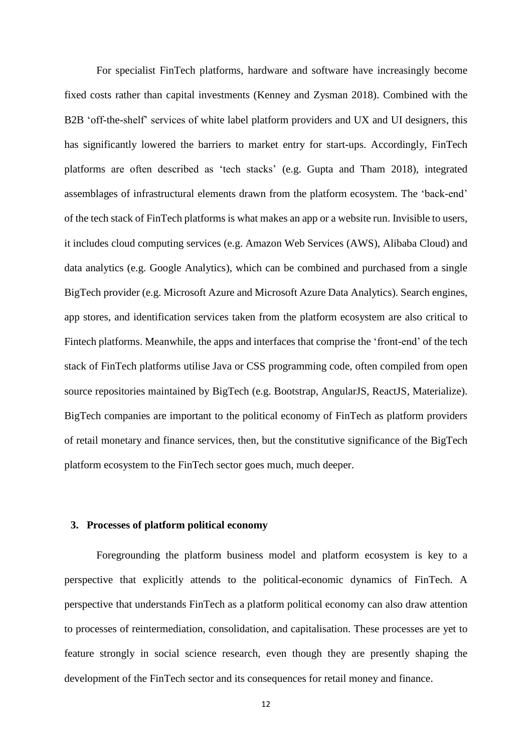For specialist FinTech platforms, hardware and software have increasingly become fixed costs rather than capital investments (Kenney and Zysman 2018). Combined with the B2B 'off-the-shelf' services of white label platform providers and UX and UI designers, this has significantly lowered the barriers to market entry for start-ups. Accordingly, FinTech platforms are often described as 'tech stacks' (e.g. Gupta and Tham 2018), integrated assemblages of infrastructural elements drawn from the platform ecosystem. The 'back-end' of the tech stack of FinTech platforms is what makes an app or a website run. Invisible to users, it includes cloud computing services (e.g. Amazon Web Services (AWS), Alibaba Cloud) and data analytics (e.g. Google Analytics), which can be combined and purchased from a single BigTech provider (e.g. Microsoft Azure and Microsoft Azure Data Analytics). Search engines, app stores, and identification services taken from the platform ecosystem are also critical to Fintech platforms. Meanwhile, the apps and interfaces that comprise the 'front-end' of the tech stack of FinTech platforms utilise Java or CSS programming code, often compiled from open source repositories maintained by BigTech (e.g. Bootstrap, AngularJS, ReactJS, Materialize). BigTech companies are important to the political economy of FinTech as platform providers of retail monetary and finance services, then, but the constitutive significance of the BigTech platform ecosystem to the FinTech sector goes much, much deeper.

## 3. Processes of platform political economy

Foregrounding the platform business model and platform ecosystem is key to a perspective that explicitly attends to the political-economic dynamics of FinTech. A perspective that understands FinTech as a platform political economy can also draw attention to processes of reintermediation, consolidation, and capitalisation. These processes are yet to feature strongly in social science research, even though they are presently shaping the development of the FinTech sector and its consequences for retail money and finance.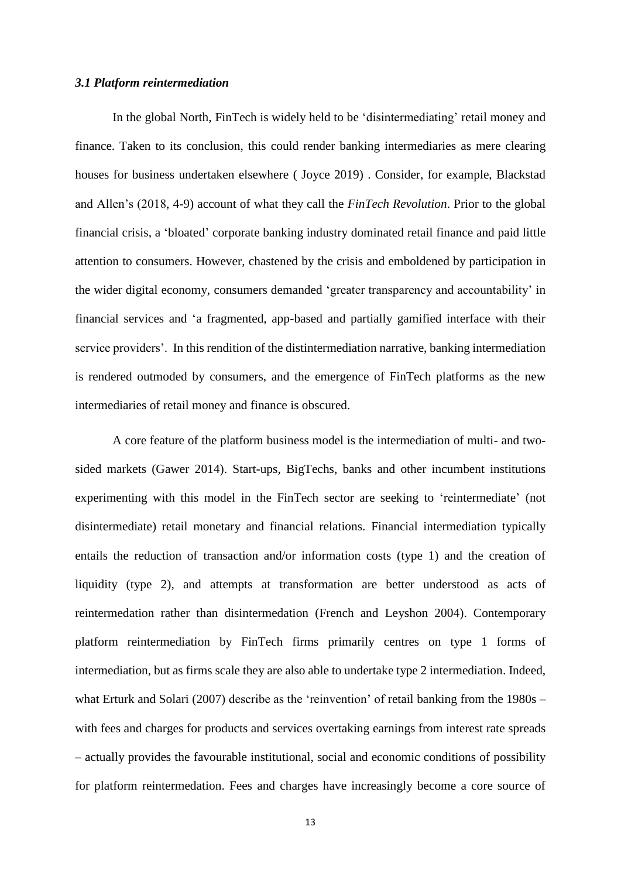### *3.1 Platform reintermediation*

In the global North, FinTech is widely held to be 'disintermediating' retail money and finance. Taken to its conclusion, this could render banking intermediaries as mere clearing houses for business undertaken elsewhere ( Joyce 2019) . Consider, for example, Blackstad and Allen's (2018, 4-9) account of what they call the *FinTech Revolution*. Prior to the global financial crisis, a 'bloated' corporate banking industry dominated retail finance and paid little attention to consumers. However, chastened by the crisis and emboldened by participation in the wider digital economy, consumers demanded 'greater transparency and accountability' in financial services and 'a fragmented, app-based and partially gamified interface with their service providers'. In this rendition of the distintermediation narrative, banking intermediation is rendered outmoded by consumers, and the emergence of FinTech platforms as the new intermediaries of retail money and finance is obscured.

A core feature of the platform business model is the intermediation of multi- and two-sided markets (Gawer 2014). Start-ups, BigTechs, banks and other incumbent institutions experimenting with this model in the FinTech sector are seeking to 'reintermediate' (not disintermediate) retail monetary and financial relations. Financial intermediation typically entails the reduction of transaction and/or information costs (type 1) and the creation of liquidity (type 2), and attempts at transformation are better understood as acts of reintermedation rather than disintermedation (French and Leyshon 2004). Contemporary platform reintermediation by FinTech firms primarily centres on type 1 forms of intermediation, but as firms scale they are also able to undertake type 2 intermediation. Indeed, what Erturk and Solari (2007) describe as the 'reinvention' of retail banking from the 1980s – with fees and charges for products and services overtaking earnings from interest rate spreads – actually provides the favourable institutional, social and economic conditions of possibility for platform reintermedation. Fees and charges have increasingly become a core source of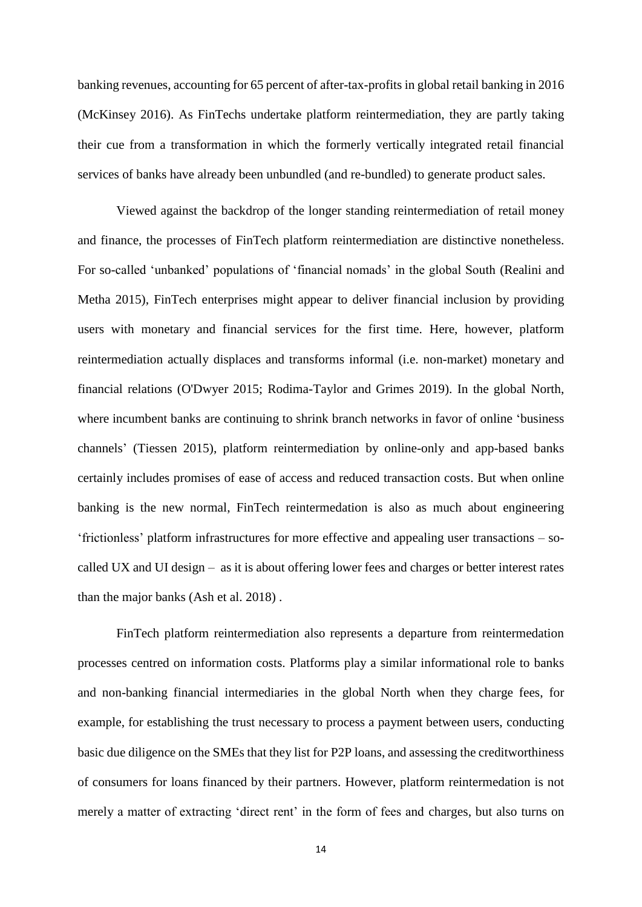banking revenues, accounting for 65 percent of after-tax-profits in global retail banking in 2016 (McKinsey 2016). As FinTechs undertake platform reintermediation, they are partly taking their cue from a transformation in which the formerly vertically integrated retail financial services of banks have already been unbundled (and re-bundled) to generate product sales.

Viewed against the backdrop of the longer standing reintermediation of retail money and finance, the processes of FinTech platform reintermediation are distinctive nonetheless. For so-called 'unbanked' populations of 'financial nomads' in the global South (Realini and Metha 2015), FinTech enterprises might appear to deliver financial inclusion by providing users with monetary and financial services for the first time. Here, however, platform reintermediation actually displaces and transforms informal (i.e. non-market) monetary and financial relations (O'Dwyer 2015; Rodima-Taylor and Grimes 2019). In the global North, where incumbent banks are continuing to shrink branch networks in favor of online 'business channels' (Tiessen 2015), platform reintermediation by online-only and app-based banks certainly includes promises of ease of access and reduced transaction costs. But when online banking is the new normal, FinTech reintermedation is also as much about engineering 'frictionless' platform infrastructures for more effective and appealing user transactions – so-called UX and UI design – as it is about offering lower fees and charges or better interest rates than the major banks (Ash et al. 2018) .

FinTech platform reintermediation also represents a departure from reintermedation processes centred on information costs. Platforms play a similar informational role to banks and non-banking financial intermediaries in the global North when they charge fees, for example, for establishing the trust necessary to process a payment between users, conducting basic due diligence on the SMEs that they list for P2P loans, and assessing the creditworthiness of consumers for loans financed by their partners. However, platform reintermedation is not merely a matter of extracting 'direct rent' in the form of fees and charges, but also turns on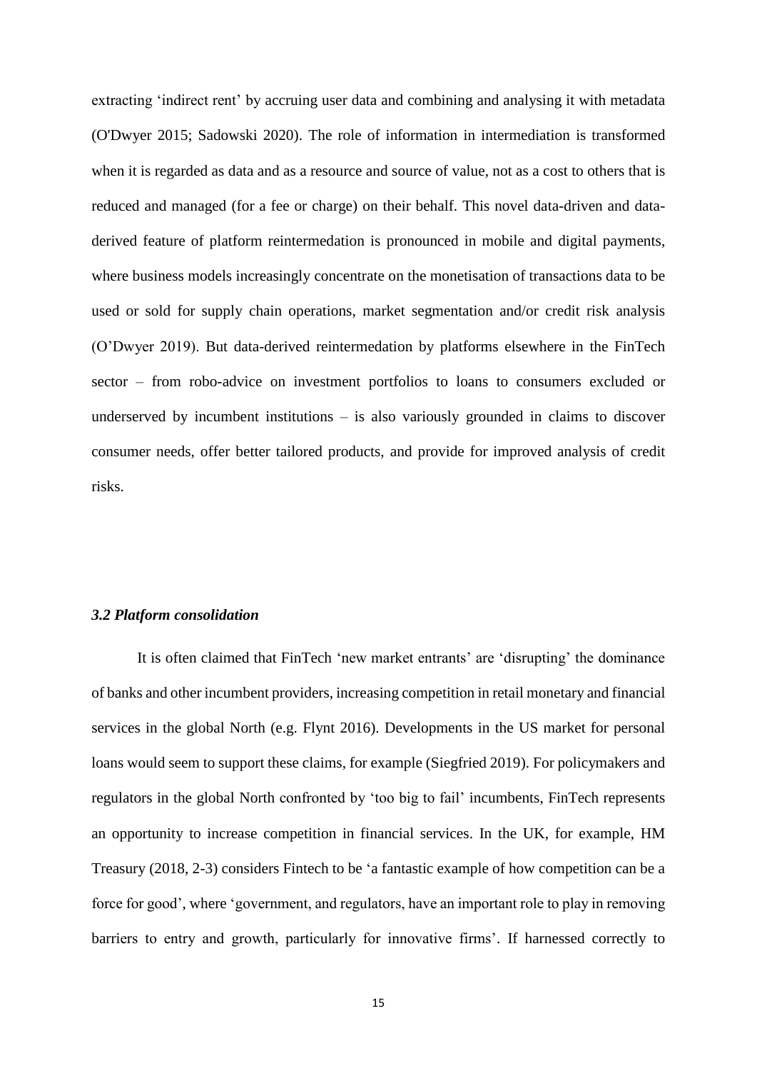extracting 'indirect rent' by accruing user data and combining and analysing it with metadata (O'Dwyer 2015; Sadowski 2020). The role of information in intermediation is transformed when it is regarded as data and as a resource and source of value, not as a cost to others that is reduced and managed (for a fee or charge) on their behalf. This novel data-driven and data-derived feature of platform reintermedation is pronounced in mobile and digital payments, where business models increasingly concentrate on the monetisation of transactions data to be used or sold for supply chain operations, market segmentation and/or credit risk analysis (O'Dwyer 2019). But data-derived reintermedation by platforms elsewhere in the FinTech sector – from robo-advice on investment portfolios to loans to consumers excluded or underserved by incumbent institutions – is also variously grounded in claims to discover consumer needs, offer better tailored products, and provide for improved analysis of credit risks.

### *3.2 Platform consolidation*

It is often claimed that FinTech 'new market entrants' are 'disrupting' the dominance of banks and other incumbent providers, increasing competition in retail monetary and financial services in the global North (e.g. Flynt 2016). Developments in the US market for personal loans would seem to support these claims, for example (Siegfried 2019). For policymakers and regulators in the global North confronted by 'too big to fail' incumbents, FinTech represents an opportunity to increase competition in financial services. In the UK, for example, HM Treasury (2018, 2-3) considers Fintech to be 'a fantastic example of how competition can be a force for good', where 'government, and regulators, have an important role to play in removing barriers to entry and growth, particularly for innovative firms'. If harnessed correctly to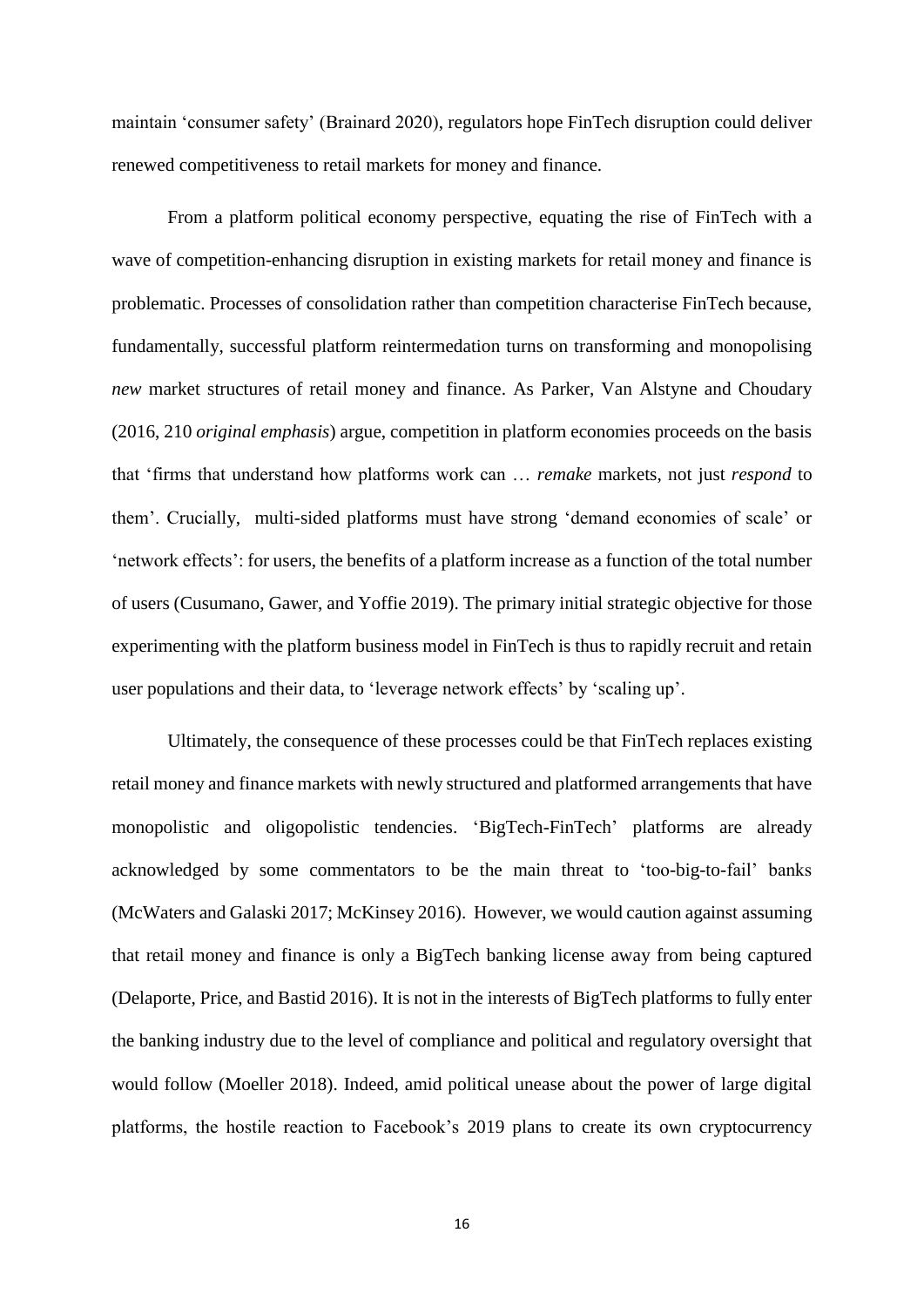maintain 'consumer safety' (Brainard 2020), regulators hope FinTech disruption could deliver renewed competitiveness to retail markets for money and finance.

From a platform political economy perspective, equating the rise of FinTech with a wave of competition-enhancing disruption in existing markets for retail money and finance is problematic. Processes of consolidation rather than competition characterise FinTech because, fundamentally, successful platform reintermedation turns on transforming and monopolising *new* market structures of retail money and finance. As Parker, Van Alstyne and Choudary (2016, 210 *original emphasis*) argue, competition in platform economies proceeds on the basis that 'firms that understand how platforms work can … *remake* markets, not just *respond* to them'. Crucially, multi-sided platforms must have strong 'demand economies of scale' or 'network effects': for users, the benefits of a platform increase as a function of the total number of users (Cusumano, Gawer, and Yoffie 2019). The primary initial strategic objective for those experimenting with the platform business model in FinTech is thus to rapidly recruit and retain user populations and their data, to 'leverage network effects' by 'scaling up'.

Ultimately, the consequence of these processes could be that FinTech replaces existing retail money and finance markets with newly structured and platformed arrangements that have monopolistic and oligopolistic tendencies. 'BigTech-FinTech' platforms are already acknowledged by some commentators to be the main threat to 'too-big-to-fail' banks (McWaters and Galaski 2017; McKinsey 2016). However, we would caution against assuming that retail money and finance is only a BigTech banking license away from being captured (Delaporte, Price, and Bastid 2016). It is not in the interests of BigTech platforms to fully enter the banking industry due to the level of compliance and political and regulatory oversight that would follow (Moeller 2018). Indeed, amid political unease about the power of large digital platforms, the hostile reaction to Facebook's 2019 plans to create its own cryptocurrency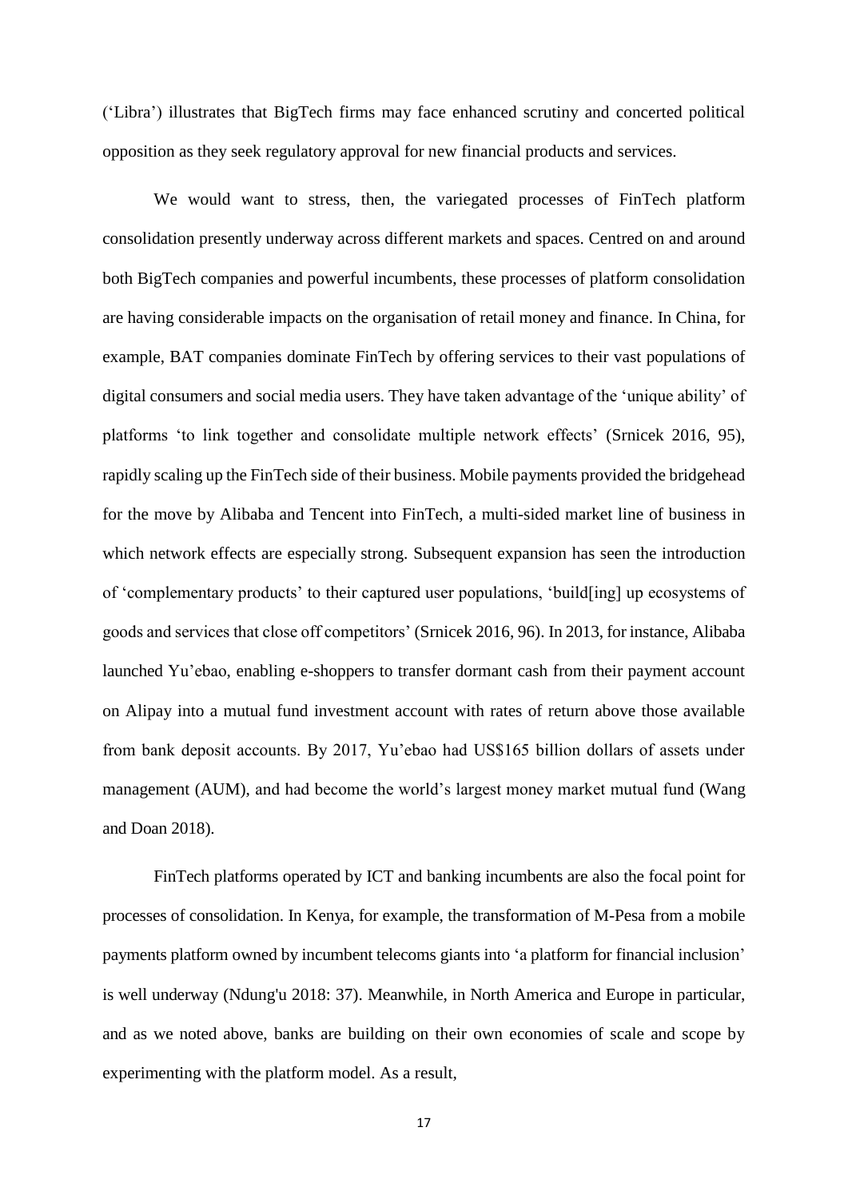('Libra') illustrates that BigTech firms may face enhanced scrutiny and concerted political opposition as they seek regulatory approval for new financial products and services.

We would want to stress, then, the variegated processes of FinTech platform consolidation presently underway across different markets and spaces. Centred on and around both BigTech companies and powerful incumbents, these processes of platform consolidation are having considerable impacts on the organisation of retail money and finance. In China, for example, BAT companies dominate FinTech by offering services to their vast populations of digital consumers and social media users. They have taken advantage of the 'unique ability' of platforms 'to link together and consolidate multiple network effects' (Srnicek 2016, 95), rapidly scaling up the FinTech side of their business. Mobile payments provided the bridgehead for the move by Alibaba and Tencent into FinTech, a multi-sided market line of business in which network effects are especially strong. Subsequent expansion has seen the introduction of 'complementary products' to their captured user populations, 'build[ing] up ecosystems of goods and services that close off competitors' (Srnicek 2016, 96). In 2013, for instance, Alibaba launched Yu'ebao, enabling e-shoppers to transfer dormant cash from their payment account on Alipay into a mutual fund investment account with rates of return above those available from bank deposit accounts. By 2017, Yu'ebao had US$165 billion dollars of assets under management (AUM), and had become the world's largest money market mutual fund (Wang and Doan 2018).

FinTech platforms operated by ICT and banking incumbents are also the focal point for processes of consolidation. In Kenya, for example, the transformation of M-Pesa from a mobile payments platform owned by incumbent telecoms giants into 'a platform for financial inclusion' is well underway (Ndung'u 2018: 37). Meanwhile, in North America and Europe in particular, and as we noted above, banks are building on their own economies of scale and scope by experimenting with the platform model. As a result,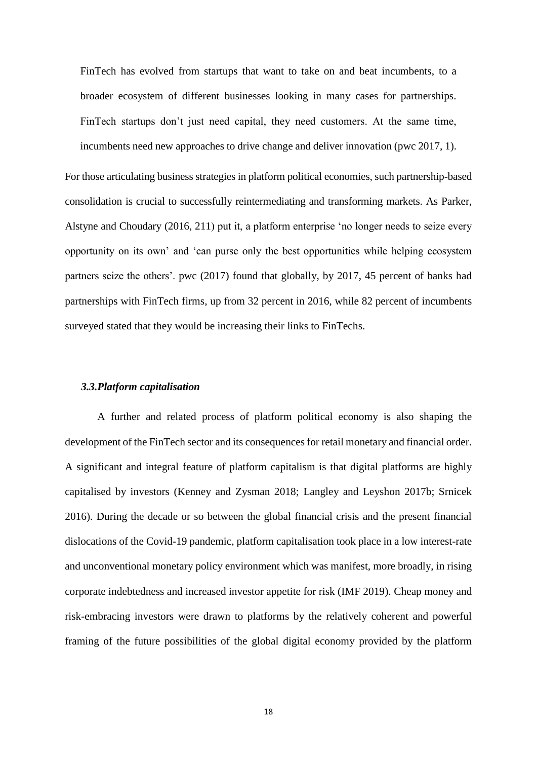> FinTech has evolved from startups that want to take on and beat incumbents, to a broader ecosystem of different businesses looking in many cases for partnerships. FinTech startups don't just need capital, they need customers. At the same time, incumbents need new approaches to drive change and deliver innovation (pwc 2017, 1).

For those articulating business strategies in platform political economies, such partnership-based consolidation is crucial to successfully reintermediating and transforming markets. As Parker, Alstyne and Choudary (2016, 211) put it, a platform enterprise 'no longer needs to seize every opportunity on its own' and 'can purse only the best opportunities while helping ecosystem partners seize the others'. pwc (2017) found that globally, by 2017, 45 percent of banks had partnerships with FinTech firms, up from 32 percent in 2016, while 82 percent of incumbents surveyed stated that they would be increasing their links to FinTechs.

### *3.3.Platform capitalisation*

A further and related process of platform political economy is also shaping the development of the FinTech sector and its consequences for retail monetary and financial order. A significant and integral feature of platform capitalism is that digital platforms are highly capitalised by investors (Kenney and Zysman 2018; Langley and Leyshon 2017b; Srnicek 2016). During the decade or so between the global financial crisis and the present financial dislocations of the Covid-19 pandemic, platform capitalisation took place in a low interest-rate and unconventional monetary policy environment which was manifest, more broadly, in rising corporate indebtedness and increased investor appetite for risk (IMF 2019). Cheap money and risk-embracing investors were drawn to platforms by the relatively coherent and powerful framing of the future possibilities of the global digital economy provided by the platform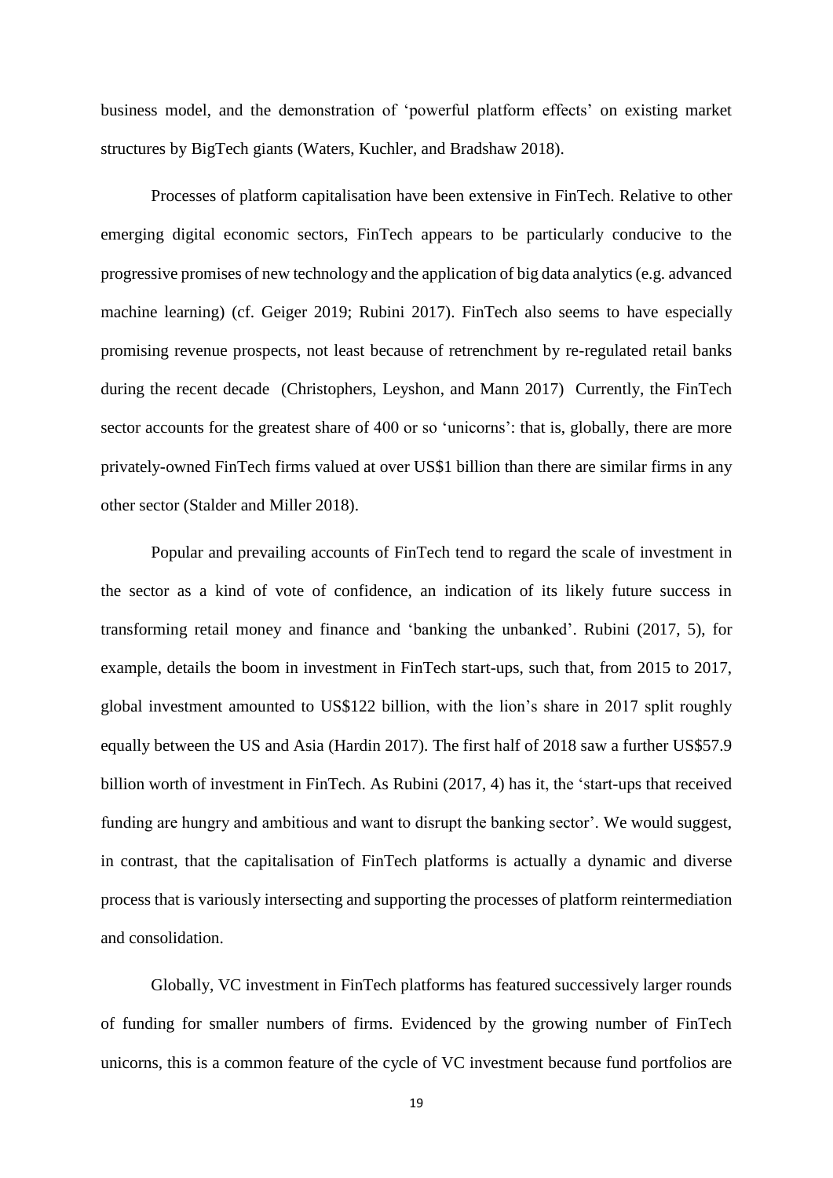business model, and the demonstration of 'powerful platform effects' on existing market structures by BigTech giants (Waters, Kuchler, and Bradshaw 2018).

Processes of platform capitalisation have been extensive in FinTech. Relative to other emerging digital economic sectors, FinTech appears to be particularly conducive to the progressive promises of new technology and the application of big data analytics (e.g. advanced machine learning) (cf. Geiger 2019; Rubini 2017). FinTech also seems to have especially promising revenue prospects, not least because of retrenchment by re-regulated retail banks during the recent decade (Christophers, Leyshon, and Mann 2017) Currently, the FinTech sector accounts for the greatest share of 400 or so 'unicorns': that is, globally, there are more privately-owned FinTech firms valued at over US$1 billion than there are similar firms in any other sector (Stalder and Miller 2018).

Popular and prevailing accounts of FinTech tend to regard the scale of investment in the sector as a kind of vote of confidence, an indication of its likely future success in transforming retail money and finance and 'banking the unbanked'. Rubini (2017, 5), for example, details the boom in investment in FinTech start-ups, such that, from 2015 to 2017, global investment amounted to US$122 billion, with the lion's share in 2017 split roughly equally between the US and Asia (Hardin 2017). The first half of 2018 saw a further US$57.9 billion worth of investment in FinTech. As Rubini (2017, 4) has it, the 'start-ups that received funding are hungry and ambitious and want to disrupt the banking sector'. We would suggest, in contrast, that the capitalisation of FinTech platforms is actually a dynamic and diverse process that is variously intersecting and supporting the processes of platform reintermediation and consolidation.

Globally, VC investment in FinTech platforms has featured successively larger rounds of funding for smaller numbers of firms. Evidenced by the growing number of FinTech unicorns, this is a common feature of the cycle of VC investment because fund portfolios are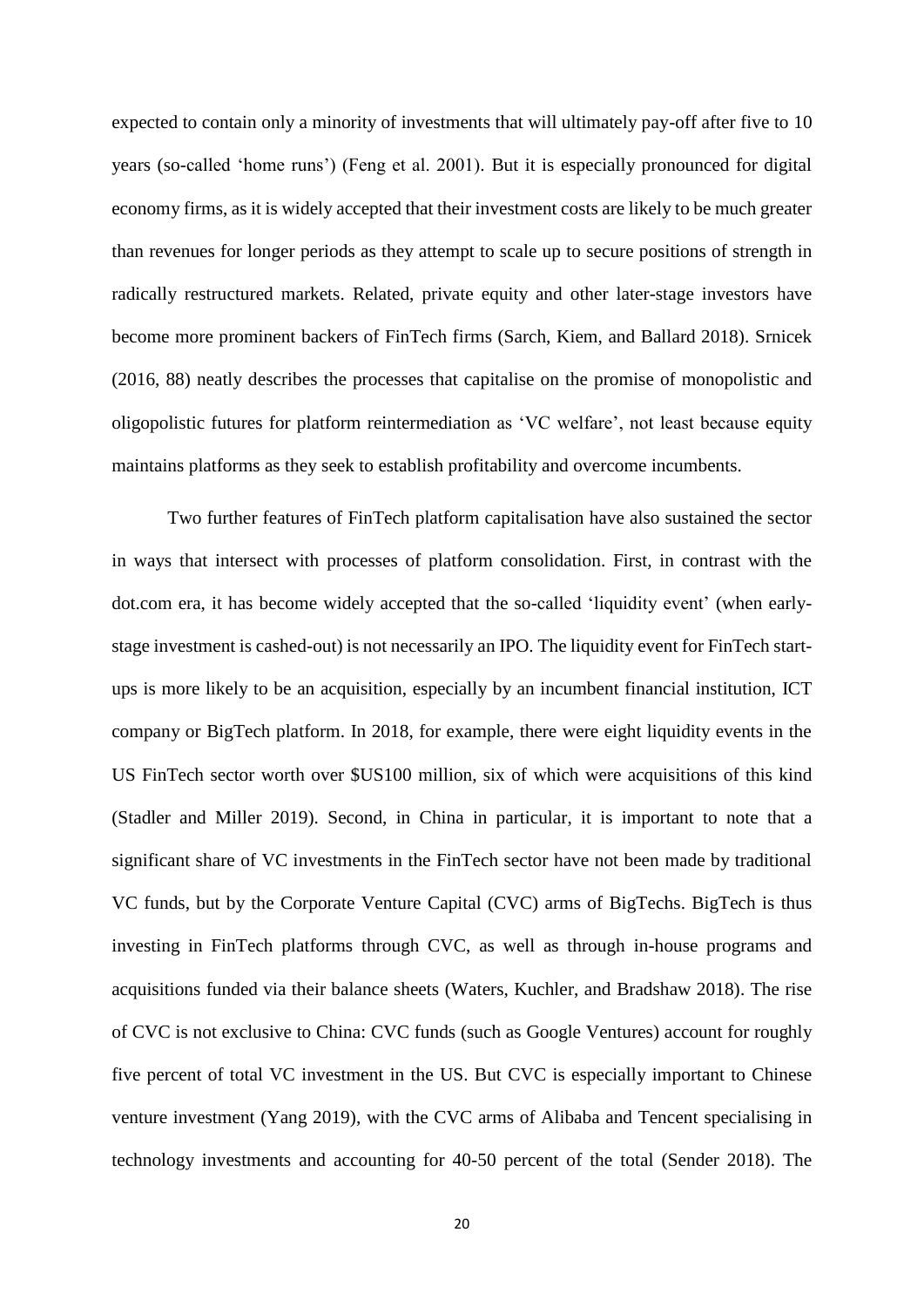expected to contain only a minority of investments that will ultimately pay-off after five to 10 years (so-called 'home runs') (Feng et al. 2001). But it is especially pronounced for digital economy firms, as it is widely accepted that their investment costs are likely to be much greater than revenues for longer periods as they attempt to scale up to secure positions of strength in radically restructured markets. Related, private equity and other later-stage investors have become more prominent backers of FinTech firms (Sarch, Kiem, and Ballard 2018). Srnicek (2016, 88) neatly describes the processes that capitalise on the promise of monopolistic and oligopolistic futures for platform reintermediation as 'VC welfare', not least because equity maintains platforms as they seek to establish profitability and overcome incumbents.

Two further features of FinTech platform capitalisation have also sustained the sector in ways that intersect with processes of platform consolidation. First, in contrast with the dot.com era, it has become widely accepted that the so-called 'liquidity event' (when early-stage investment is cashed-out) is not necessarily an IPO. The liquidity event for FinTech start-ups is more likely to be an acquisition, especially by an incumbent financial institution, ICT company or BigTech platform. In 2018, for example, there were eight liquidity events in the US FinTech sector worth over $US100 million, six of which were acquisitions of this kind (Stadler and Miller 2019). Second, in China in particular, it is important to note that a significant share of VC investments in the FinTech sector have not been made by traditional VC funds, but by the Corporate Venture Capital (CVC) arms of BigTechs. BigTech is thus investing in FinTech platforms through CVC, as well as through in-house programs and acquisitions funded via their balance sheets (Waters, Kuchler, and Bradshaw 2018). The rise of CVC is not exclusive to China: CVC funds (such as Google Ventures) account for roughly five percent of total VC investment in the US. But CVC is especially important to Chinese venture investment (Yang 2019), with the CVC arms of Alibaba and Tencent specialising in technology investments and accounting for 40-50 percent of the total (Sender 2018). The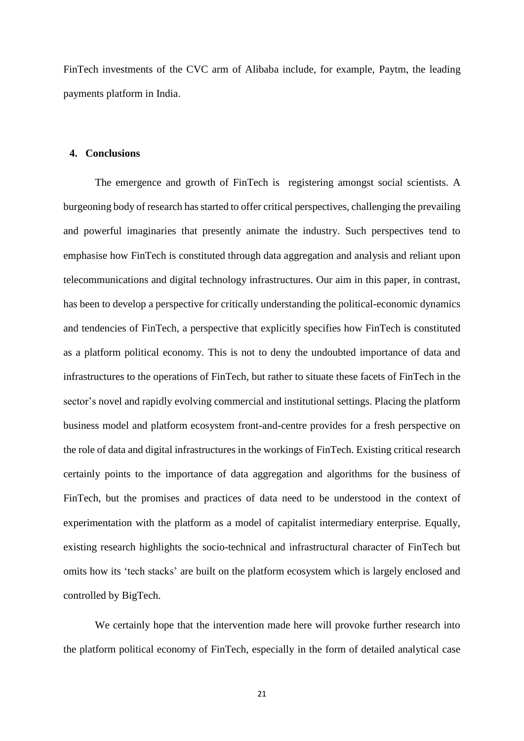FinTech investments of the CVC arm of Alibaba include, for example, Paytm, the leading payments platform in India.

## 4. Conclusions

The emergence and growth of FinTech is registering amongst social scientists. A burgeoning body of research has started to offer critical perspectives, challenging the prevailing and powerful imaginaries that presently animate the industry. Such perspectives tend to emphasise how FinTech is constituted through data aggregation and analysis and reliant upon telecommunications and digital technology infrastructures. Our aim in this paper, in contrast, has been to develop a perspective for critically understanding the political-economic dynamics and tendencies of FinTech, a perspective that explicitly specifies how FinTech is constituted as a platform political economy. This is not to deny the undoubted importance of data and infrastructures to the operations of FinTech, but rather to situate these facets of FinTech in the sector's novel and rapidly evolving commercial and institutional settings. Placing the platform business model and platform ecosystem front-and-centre provides for a fresh perspective on the role of data and digital infrastructures in the workings of FinTech. Existing critical research certainly points to the importance of data aggregation and algorithms for the business of FinTech, but the promises and practices of data need to be understood in the context of experimentation with the platform as a model of capitalist intermediary enterprise. Equally, existing research highlights the socio-technical and infrastructural character of FinTech but omits how its 'tech stacks' are built on the platform ecosystem which is largely enclosed and controlled by BigTech.

We certainly hope that the intervention made here will provoke further research into the platform political economy of FinTech, especially in the form of detailed analytical case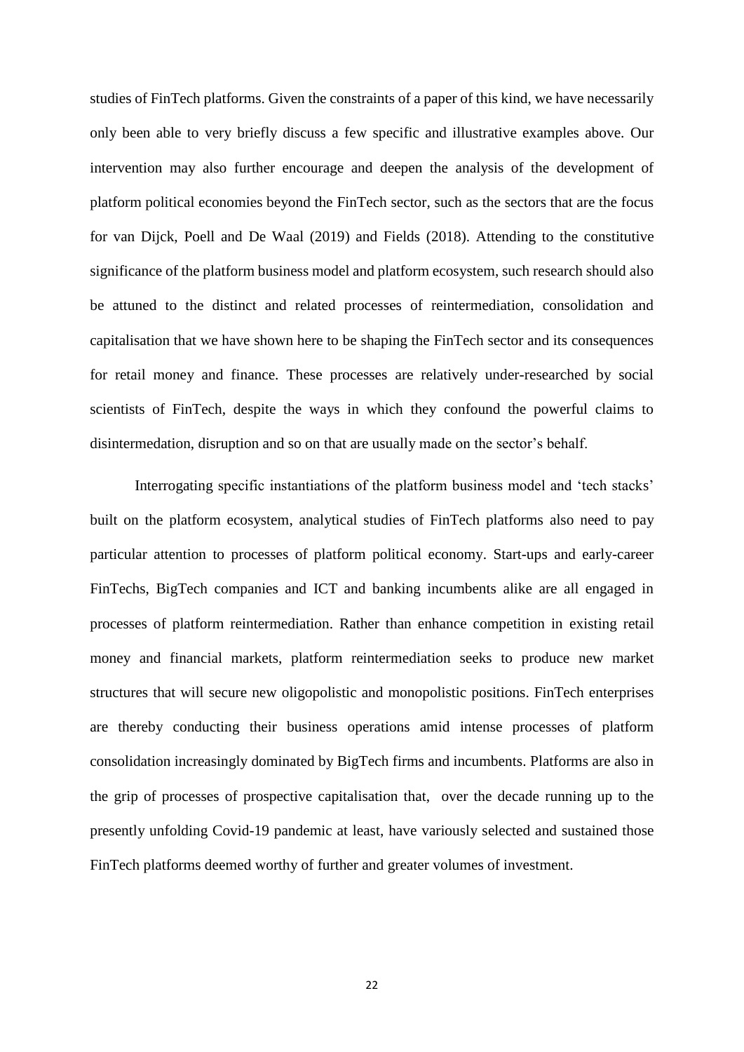studies of FinTech platforms. Given the constraints of a paper of this kind, we have necessarily only been able to very briefly discuss a few specific and illustrative examples above. Our intervention may also further encourage and deepen the analysis of the development of platform political economies beyond the FinTech sector, such as the sectors that are the focus for van Dijck, Poell and De Waal (2019) and Fields (2018). Attending to the constitutive significance of the platform business model and platform ecosystem, such research should also be attuned to the distinct and related processes of reintermediation, consolidation and capitalisation that we have shown here to be shaping the FinTech sector and its consequences for retail money and finance. These processes are relatively under-researched by social scientists of FinTech, despite the ways in which they confound the powerful claims to disintermediation, disruption and so on that are usually made on the sector's behalf.

Interrogating specific instantiations of the platform business model and 'tech stacks' built on the platform ecosystem, analytical studies of FinTech platforms also need to pay particular attention to processes of platform political economy. Start-ups and early-career FinTechs, BigTech companies and ICT and banking incumbents alike are all engaged in processes of platform reintermediation. Rather than enhance competition in existing retail money and financial markets, platform reintermediation seeks to produce new market structures that will secure new oligopolistic and monopolistic positions. FinTech enterprises are thereby conducting their business operations amid intense processes of platform consolidation increasingly dominated by BigTech firms and incumbents. Platforms are also in the grip of processes of prospective capitalisation that, over the decade running up to the presently unfolding Covid-19 pandemic at least, have variously selected and sustained those FinTech platforms deemed worthy of further and greater volumes of investment.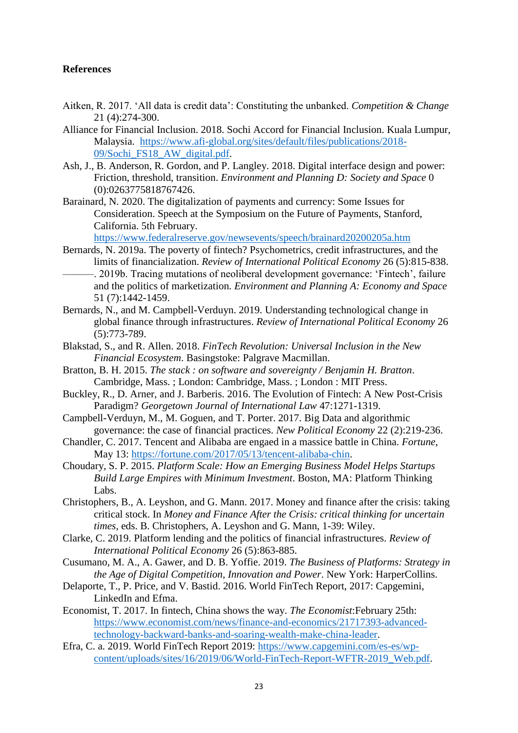## References

Aitken, R. 2017. 'All data is credit data': Constituting the unbanked. *Competition & Change* 21 (4):274-300.

Alliance for Financial Inclusion. 2018. Sochi Accord for Financial Inclusion. Kuala Lumpur, Malaysia. https://www.afi-global.org/sites/default/files/publications/2018-09/Sochi_FS18_AW_digital.pdf.

Ash, J., B. Anderson, R. Gordon, and P. Langley. 2018. Digital interface design and power: Friction, threshold, transition. *Environment and Planning D: Society and Space* 0 (0):0263775818767426.

Barainard, N. 2020. The digitalization of payments and currency: Some Issues for Consideration. Speech at the Symposium on the Future of Payments, Stanford, California. 5th February. https://www.federalreserve.gov/newsevents/speech/brainard20200205a.htm

Bernards, N. 2019a. The poverty of fintech? Psychometrics, credit infrastructures, and the limits of financialization. *Review of International Political Economy* 26 (5):815-838.

———. 2019b. Tracing mutations of neoliberal development governance: 'Fintech', failure and the politics of marketization. *Environment and Planning A: Economy and Space* 51 (7):1442-1459.

Bernards, N., and M. Campbell-Verduyn. 2019. Understanding technological change in global finance through infrastructures. *Review of International Political Economy* 26 (5):773-789.

Blakstad, S., and R. Allen. 2018. *FinTech Revolution: Universal Inclusion in the New Financial Ecosystem*. Basingstoke: Palgrave Macmillan.

Bratton, B. H. 2015. *The stack : on software and sovereignty / Benjamin H. Bratton*. Cambridge, Mass. ; London: Cambridge, Mass. ; London : MIT Press.

Buckley, R., D. Arner, and J. Barberis. 2016. The Evolution of Fintech: A New Post-Crisis Paradigm? *Georgetown Journal of International Law* 47:1271-1319.

Campbell-Verduyn, M., M. Goguen, and T. Porter. 2017. Big Data and algorithmic governance: the case of financial practices. *New Political Economy* 22 (2):219-236.

Chandler, C. 2017. Tencent and Alibaba are engaed in a massice battle in China. *Fortune*, May 13: https://fortune.com/2017/05/13/tencent-alibaba-chin.

Choudary, S. P. 2015. *Platform Scale: How an Emerging Business Model Helps Startups Build Large Empires with Minimum Investment*. Boston, MA: Platform Thinking Labs.

Christophers, B., A. Leyshon, and G. Mann. 2017. Money and finance after the crisis: taking critical stock. In *Money and Finance After the Crisis: critical thinking for uncertain times*, eds. B. Christophers, A. Leyshon and G. Mann, 1-39: Wiley.

Clarke, C. 2019. Platform lending and the politics of financial infrastructures. *Review of International Political Economy* 26 (5):863-885.

Cusumano, M. A., A. Gawer, and D. B. Yoffie. 2019. *The Business of Platforms: Strategy in the Age of Digital Competition, Innovation and Power*. New York: HarperCollins.

Delaporte, T., P. Price, and V. Bastid. 2016. World FinTech Report, 2017: Capgemini, LinkedIn and Efma.

Economist, T. 2017. In fintech, China shows the way. *The Economist*:February 25th: https://www.economist.com/news/finance-and-economics/21717393-advanced-technology-backward-banks-and-soaring-wealth-make-china-leader.

Efra, C. a. 2019. World FinTech Report 2019: https://www.capgemini.com/es-es/wp-content/uploads/sites/16/2019/06/World-FinTech-Report-WFTR-2019_Web.pdf.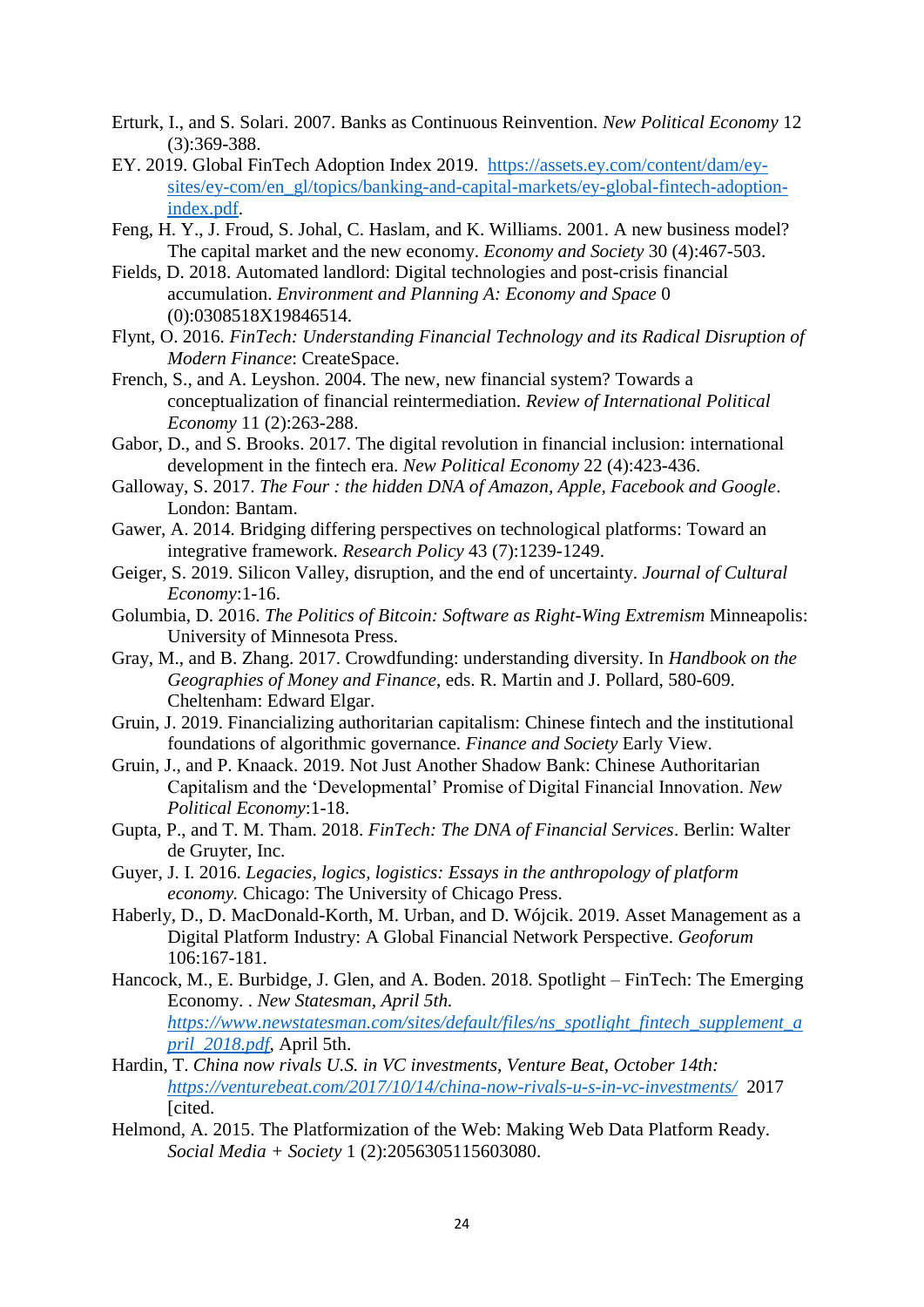Erturk, I., and S. Solari. 2007. Banks as Continuous Reinvention. *New Political Economy* 12 (3):369-388.

EY. 2019. Global FinTech Adoption Index 2019. https://assets.ey.com/content/dam/ey-sites/ey-com/en_gl/topics/banking-and-capital-markets/ey-global-fintech-adoption-index.pdf.

Feng, H. Y., J. Froud, S. Johal, C. Haslam, and K. Williams. 2001. A new business model? The capital market and the new economy. *Economy and Society* 30 (4):467-503.

Fields, D. 2018. Automated landlord: Digital technologies and post-crisis financial accumulation. *Environment and Planning A: Economy and Space* 0 (0):0308518X19846514.

Flynt, O. 2016. *FinTech: Understanding Financial Technology and its Radical Disruption of Modern Finance*: CreateSpace.

French, S., and A. Leyshon. 2004. The new, new financial system? Towards a conceptualization of financial reintermediation. *Review of International Political Economy* 11 (2):263-288.

Gabor, D., and S. Brooks. 2017. The digital revolution in financial inclusion: international development in the fintech era. *New Political Economy* 22 (4):423-436.

Galloway, S. 2017. *The Four : the hidden DNA of Amazon, Apple, Facebook and Google*. London: Bantam.

Gawer, A. 2014. Bridging differing perspectives on technological platforms: Toward an integrative framework. *Research Policy* 43 (7):1239-1249.

Geiger, S. 2019. Silicon Valley, disruption, and the end of uncertainty. *Journal of Cultural Economy*:1-16.

Golumbia, D. 2016. *The Politics of Bitcoin: Software as Right-Wing Extremism* Minneapolis: University of Minnesota Press.

Gray, M., and B. Zhang. 2017. Crowdfunding: understanding diversity. In *Handbook on the Geographies of Money and Finance*, eds. R. Martin and J. Pollard, 580-609. Cheltenham: Edward Elgar.

Gruin, J. 2019. Financializing authoritarian capitalism: Chinese fintech and the institutional foundations of algorithmic governance. *Finance and Society* Early View.

Gruin, J., and P. Knaack. 2019. Not Just Another Shadow Bank: Chinese Authoritarian Capitalism and the 'Developmental' Promise of Digital Financial Innovation. *New Political Economy*:1-18.

Gupta, P., and T. M. Tham. 2018. *FinTech: The DNA of Financial Services*. Berlin: Walter de Gruyter, Inc.

Guyer, J. I. 2016. *Legacies, logics, logistics: Essays in the anthropology of platform economy.* Chicago: The University of Chicago Press.

Haberly, D., D. MacDonald-Korth, M. Urban, and D. Wójcik. 2019. Asset Management as a Digital Platform Industry: A Global Financial Network Perspective. *Geoforum* 106:167-181.

Hancock, M., E. Burbidge, J. Glen, and A. Boden. 2018. Spotlight – FinTech: The Emerging Economy. . *New Statesman, April 5th.* *https://www.newstatesman.com/sites/default/files/ns_spotlight_fintech_supplement_april_2018.pdf*, April 5th.

Hardin, T. *China now rivals U.S. in VC investments, Venture Beat, October 14th: https://venturebeat.com/2017/10/14/china-now-rivals-u-s-in-vc-investments/* 2017 [cited.

Helmond, A. 2015. The Platformization of the Web: Making Web Data Platform Ready. *Social Media + Society* 1 (2):2056305115603080.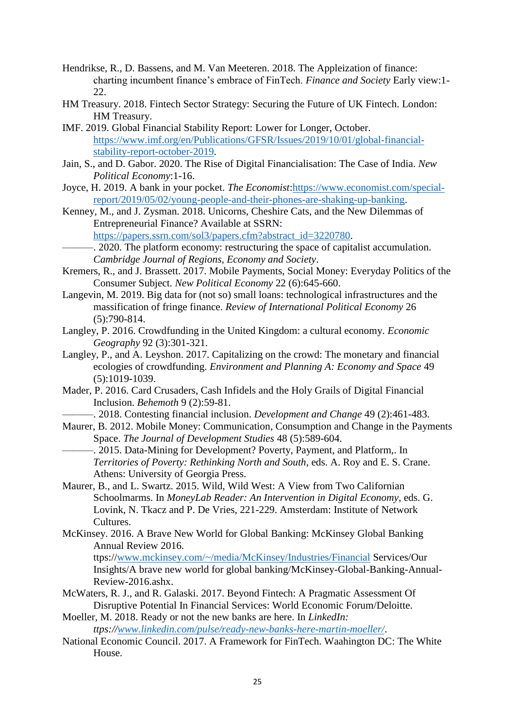Hendrikse, R., D. Bassens, and M. Van Meeteren. 2018. The Appleization of finance: charting incumbent finance's embrace of FinTech. *Finance and Society* Early view:1-22.

HM Treasury. 2018. Fintech Sector Strategy: Securing the Future of UK Fintech. London: HM Treasury.

IMF. 2019. Global Financial Stability Report: Lower for Longer, October. https://www.imf.org/en/Publications/GFSR/Issues/2019/10/01/global-financial-stability-report-october-2019.

Jain, S., and D. Gabor. 2020. The Rise of Digital Financialisation: The Case of India. *New Political Economy*:1-16.

Joyce, H. 2019. A bank in your pocket. *The Economist*:https://www.economist.com/special-report/2019/05/02/young-people-and-their-phones-are-shaking-up-banking.

Kenney, M., and J. Zysman. 2018. Unicorns, Cheshire Cats, and the New Dilemmas of Entrepreneurial Finance? Available at SSRN: https://papers.ssrn.com/sol3/papers.cfm?abstract_id=3220780.

———. 2020. The platform economy: restructuring the space of capitalist accumulation. *Cambridge Journal of Regions, Economy and Society*.

Kremers, R., and J. Brassett. 2017. Mobile Payments, Social Money: Everyday Politics of the Consumer Subject. *New Political Economy* 22 (6):645-660.

Langevin, M. 2019. Big data for (not so) small loans: technological infrastructures and the massification of fringe finance. *Review of International Political Economy* 26 (5):790-814.

Langley, P. 2016. Crowdfunding in the United Kingdom: a cultural economy. *Economic Geography* 92 (3):301-321.

Langley, P., and A. Leyshon. 2017. Capitalizing on the crowd: The monetary and financial ecologies of crowdfunding. *Environment and Planning A: Economy and Space* 49 (5):1019-1039.

Mader, P. 2016. Card Crusaders, Cash Infidels and the Holy Grails of Digital Financial Inclusion. *Behemoth* 9 (2):59-81.

———. 2018. Contesting financial inclusion. *Development and Change* 49 (2):461-483.

Maurer, B. 2012. Mobile Money: Communication, Consumption and Change in the Payments Space. *The Journal of Development Studies* 48 (5):589-604.

———. 2015. Data-Mining for Development? Poverty, Payment, and Platform,. In *Territories of Poverty: Rethinking North and South*, eds. A. Roy and E. S. Crane. Athens: University of Georgia Press.

Maurer, B., and L. Swartz. 2015. Wild, Wild West: A View from Two Californian Schoolmarms. In *MoneyLab Reader: An Intervention in Digital Economy*, eds. G. Lovink, N. Tkacz and P. De Vries, 221-229. Amsterdam: Institute of Network Cultures.

McKinsey. 2016. A Brave New World for Global Banking: McKinsey Global Banking Annual Review 2016. ttps://www.mckinsey.com/~/media/McKinsey/Industries/Financial Services/Our Insights/A brave new world for global banking/McKinsey-Global-Banking-Annual-Review-2016.ashx.

McWaters, R. J., and R. Galaski. 2017. Beyond Fintech: A Pragmatic Assessment Of Disruptive Potential In Financial Services: World Economic Forum/Deloitte.

Moeller, M. 2018. Ready or not the new banks are here. In *LinkedIn: ttps://www.linkedin.com/pulse/ready-new-banks-here-martin-moeller/*.

National Economic Council. 2017. A Framework for FinTech. Waahington DC: The White House.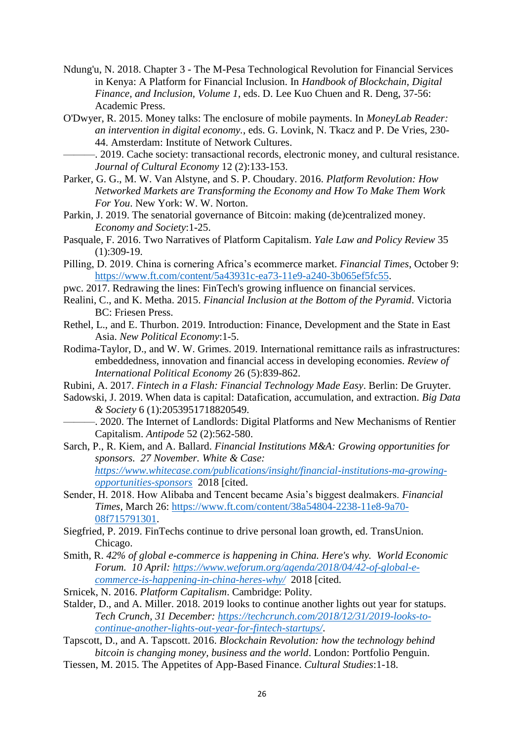Ndung'u, N. 2018. Chapter 3 - The M-Pesa Technological Revolution for Financial Services in Kenya: A Platform for Financial Inclusion. In *Handbook of Blockchain, Digital Finance, and Inclusion, Volume 1*, eds. D. Lee Kuo Chuen and R. Deng, 37-56: Academic Press.

O'Dwyer, R. 2015. Money talks: The enclosure of mobile payments. In *MoneyLab Reader: an intervention in digital economy.*, eds. G. Lovink, N. Tkacz and P. De Vries, 230-44. Amsterdam: Institute of Network Cultures.

———. 2019. Cache society: transactional records, electronic money, and cultural resistance. *Journal of Cultural Economy* 12 (2):133-153.

Parker, G. G., M. W. Van Alstyne, and S. P. Choudary. 2016. *Platform Revolution: How Networked Markets are Transforming the Economy and How To Make Them Work For You*. New York: W. W. Norton.

Parkin, J. 2019. The senatorial governance of Bitcoin: making (de)centralized money. *Economy and Society*:1-25.

Pasquale, F. 2016. Two Narratives of Platform Capitalism. *Yale Law and Policy Review* 35 (1):309-19.

Pilling, D. 2019. China is cornering Africa's ecommerce market. *Financial Times*, October 9: https://www.ft.com/content/5a43931c-ea73-11e9-a240-3b065ef5fc55.

pwc. 2017. Redrawing the lines: FinTech's growing influence on financial services.

Realini, C., and K. Metha. 2015. *Financial Inclusion at the Bottom of the Pyramid*. Victoria BC: Friesen Press.

Rethel, L., and E. Thurbon. 2019. Introduction: Finance, Development and the State in East Asia. *New Political Economy*:1-5.

Rodima-Taylor, D., and W. W. Grimes. 2019. International remittance rails as infrastructures: embeddedness, innovation and financial access in developing economies. *Review of International Political Economy* 26 (5):839-862.

Rubini, A. 2017. *Fintech in a Flash: Financial Technology Made Easy*. Berlin: De Gruyter.

Sadowski, J. 2019. When data is capital: Datafication, accumulation, and extraction. *Big Data & Society* 6 (1):2053951718820549.

———. 2020. The Internet of Landlords: Digital Platforms and New Mechanisms of Rentier Capitalism. *Antipode* 52 (2):562-580.

Sarch, P., R. Kiem, and A. Ballard. *Financial Institutions M&A: Growing opportunities for sponsors. 27 November. White & Case: https://www.whitecase.com/publications/insight/financial-institutions-ma-growing-opportunities-sponsors* 2018 [cited.

Sender, H. 2018. How Alibaba and Tencent became Asia's biggest dealmakers. *Financial Times*, March 26: https://www.ft.com/content/38a54804-2238-11e8-9a70-08f715791301.

Siegfried, P. 2019. FinTechs continue to drive personal loan growth, ed. TransUnion. Chicago.

Smith, R. *42% of global e-commerce is happening in China. Here's why. World Economic Forum. 10 April: https://www.weforum.org/agenda/2018/04/42-of-global-e-commerce-is-happening-in-china-heres-why/* 2018 [cited.

Srnicek, N. 2016. *Platform Capitalism*. Cambridge: Polity.

Stalder, D., and A. Miller. 2018. 2019 looks to continue another lights out year for statups. *Tech Crunch, 31 December: https://techcrunch.com/2018/12/31/2019-looks-to-continue-another-lights-out-year-for-fintech-startups/*.

Tapscott, D., and A. Tapscott. 2016. *Blockchain Revolution: how the technology behind bitcoin is changing money, business and the world*. London: Portfolio Penguin.

Tiessen, M. 2015. The Appetites of App-Based Finance. *Cultural Studies*:1-18.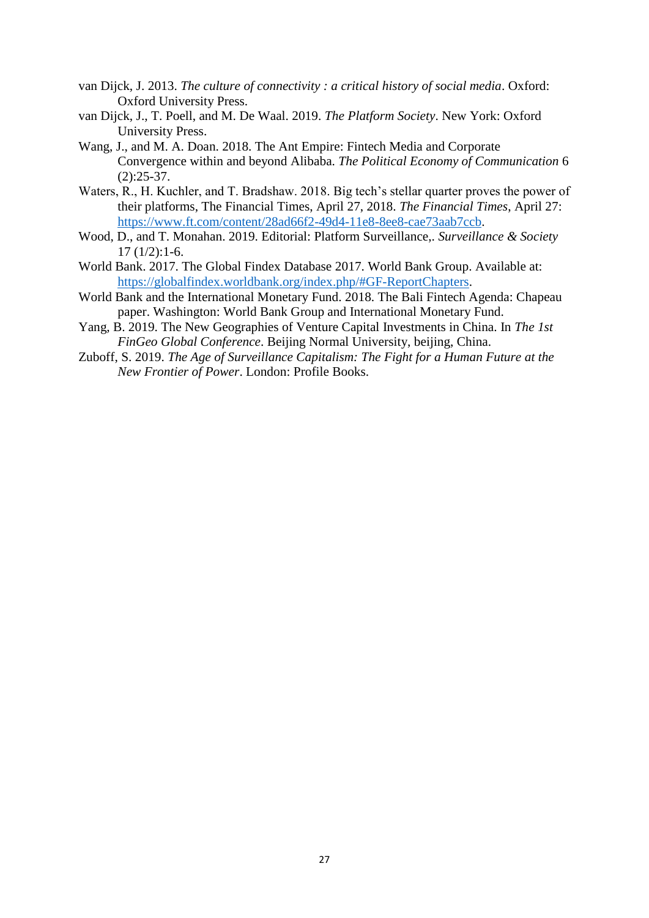van Dijck, J. 2013. *The culture of connectivity : a critical history of social media*. Oxford: Oxford University Press.

van Dijck, J., T. Poell, and M. De Waal. 2019. *The Platform Society*. New York: Oxford University Press.

Wang, J., and M. A. Doan. 2018. The Ant Empire: Fintech Media and Corporate Convergence within and beyond Alibaba. *The Political Economy of Communication* 6 (2):25-37.

Waters, R., H. Kuchler, and T. Bradshaw. 2018. Big tech's stellar quarter proves the power of their platforms, The Financial Times, April 27, 2018. *The Financial Times*, April 27: https://www.ft.com/content/28ad66f2-49d4-11e8-8ee8-cae73aab7ccb.

Wood, D., and T. Monahan. 2019. Editorial: Platform Surveillance,. *Surveillance & Society* 17 (1/2):1-6.

World Bank. 2017. The Global Findex Database 2017. World Bank Group. Available at: https://globalfindex.worldbank.org/index.php/#GF-ReportChapters.

World Bank and the International Monetary Fund. 2018. The Bali Fintech Agenda: Chapeau paper. Washington: World Bank Group and International Monetary Fund.

Yang, B. 2019. The New Geographies of Venture Capital Investments in China. In *The 1st FinGeo Global Conference*. Beijing Normal University, beijing, China.

Zuboff, S. 2019. *The Age of Surveillance Capitalism: The Fight for a Human Future at the New Frontier of Power*. London: Profile Books.